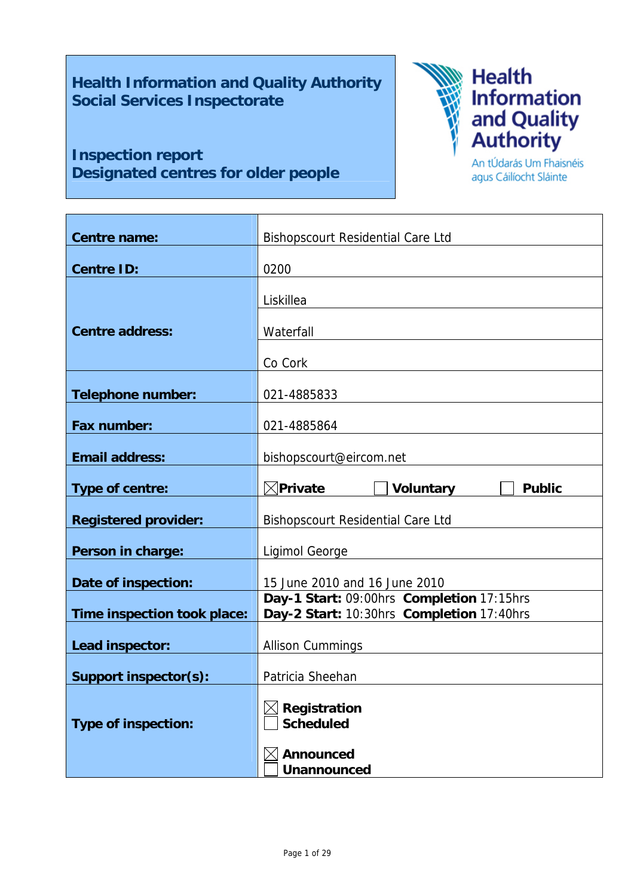**Health Information and Quality Authority**
**Social Services Inspectorate**

# Inspection report
# Designated centres for older people

Health Information and Quality Authority
An tÚdarás Um Fhaisnéis agus Cáilíocht Sláinte

| | |
|---|---|
| **Centre name:** | Bishopscourt Residential Care Ltd |
| **Centre ID:** | 0200 |
| **Centre address:** | Liskillea |
| | Waterfall |
| | Co Cork |
| **Telephone number:** | 021-4885833 |
| **Fax number:** | 021-4885864 |
| **Email address:** | bishopscourt@eircom.net |
| **Type of centre:** | ☒ **Private** ☐ **Voluntary** ☐ **Public** |
| **Registered provider:** | Bishopscourt Residential Care Ltd |
| **Person in charge:** | Ligimol George |
| **Date of inspection:** | 15 June 2010 and 16 June 2010 |
| **Time inspection took place:** | **Day-1 Start:** 09:00hrs **Completion** 17:15hrs<br>**Day-2 Start:** 10:30hrs **Completion** 17:40hrs |
| **Lead inspector:** | Allison Cummings |
| **Support inspector(s):** | Patricia Sheehan |
| **Type of inspection:** | ☒ **Registration**<br>☐ **Scheduled**<br><br>☒ **Announced**<br>☐ **Unannounced** |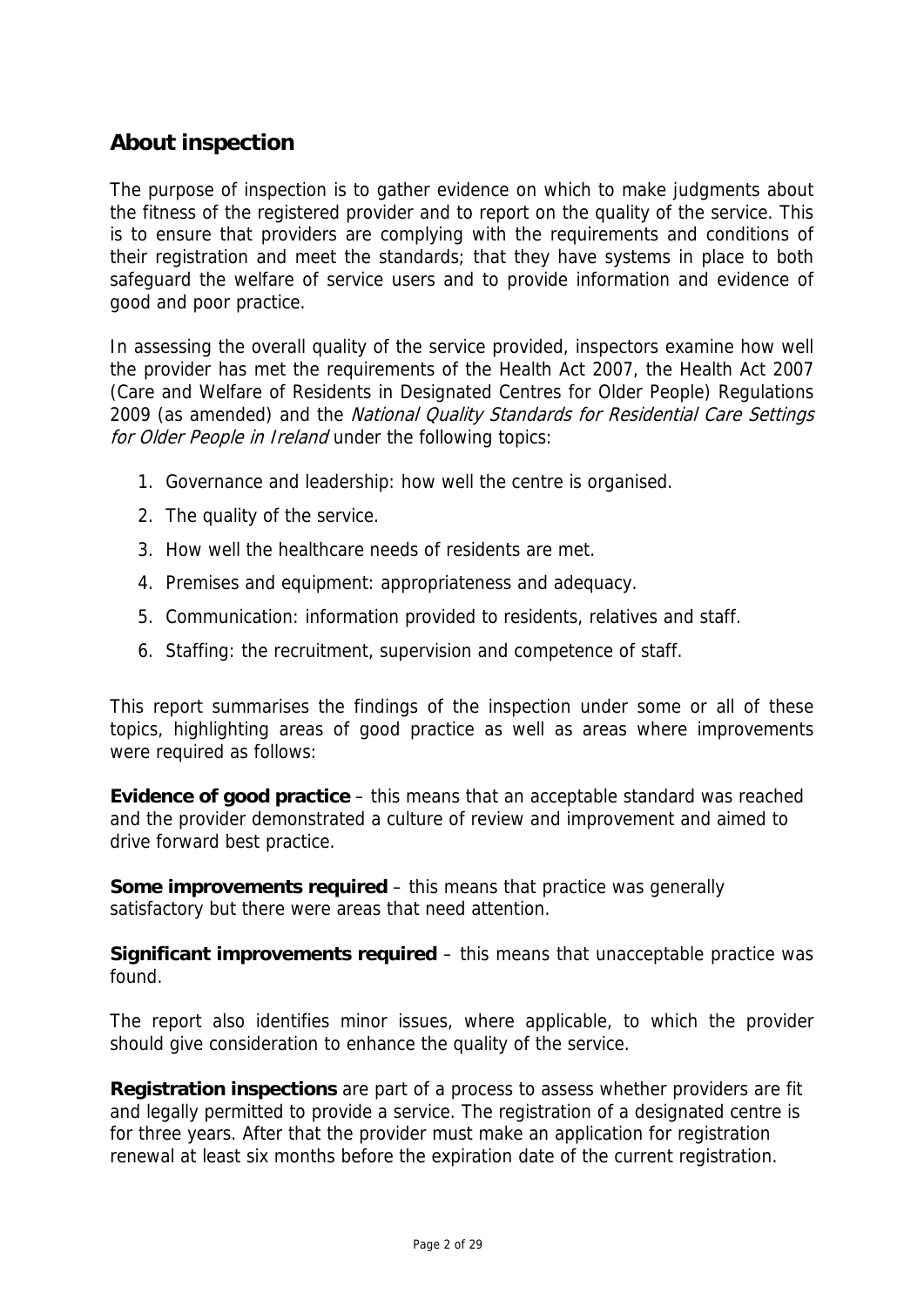## About inspection

The purpose of inspection is to gather evidence on which to make judgments about the fitness of the registered provider and to report on the quality of the service. This is to ensure that providers are complying with the requirements and conditions of their registration and meet the standards; that they have systems in place to both safeguard the welfare of service users and to provide information and evidence of good and poor practice.

In assessing the overall quality of the service provided, inspectors examine how well the provider has met the requirements of the Health Act 2007, the Health Act 2007 (Care and Welfare of Residents in Designated Centres for Older People) Regulations 2009 (as amended) and the *National Quality Standards for Residential Care Settings for Older People in Ireland* under the following topics:

1. Governance and leadership: how well the centre is organised.
2. The quality of the service.
3. How well the healthcare needs of residents are met.
4. Premises and equipment: appropriateness and adequacy.
5. Communication: information provided to residents, relatives and staff.
6. Staffing: the recruitment, supervision and competence of staff.

This report summarises the findings of the inspection under some or all of these topics, highlighting areas of good practice as well as areas where improvements were required as follows:

**Evidence of good practice** – this means that an acceptable standard was reached and the provider demonstrated a culture of review and improvement and aimed to drive forward best practice.

**Some improvements required** – this means that practice was generally satisfactory but there were areas that need attention.

**Significant improvements required** – this means that unacceptable practice was found.

The report also identifies minor issues, where applicable, to which the provider should give consideration to enhance the quality of the service.

**Registration inspections** are part of a process to assess whether providers are fit and legally permitted to provide a service. The registration of a designated centre is for three years. After that the provider must make an application for registration renewal at least six months before the expiration date of the current registration.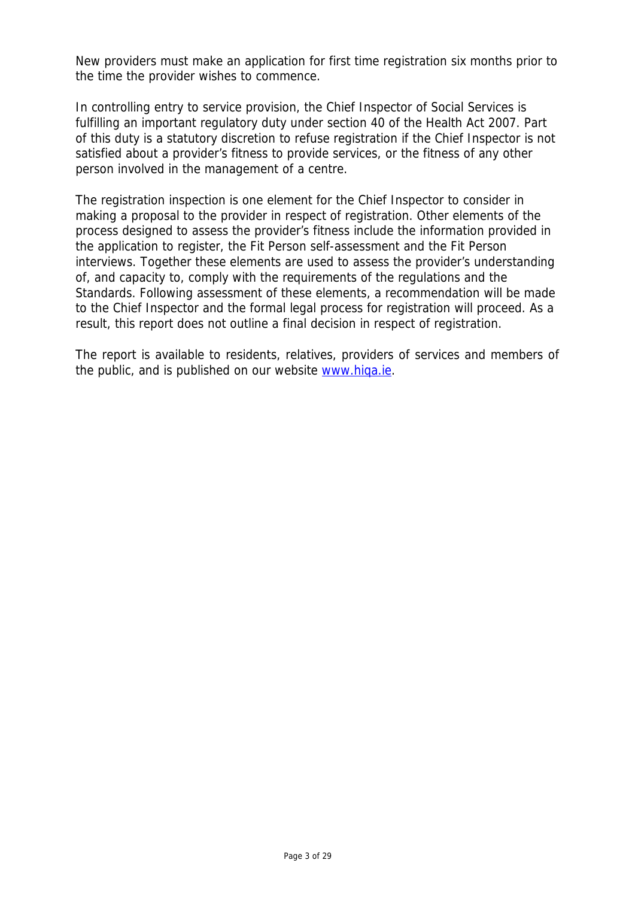New providers must make an application for first time registration six months prior to the time the provider wishes to commence.

In controlling entry to service provision, the Chief Inspector of Social Services is fulfilling an important regulatory duty under section 40 of the Health Act 2007. Part of this duty is a statutory discretion to refuse registration if the Chief Inspector is not satisfied about a provider's fitness to provide services, or the fitness of any other person involved in the management of a centre.

The registration inspection is one element for the Chief Inspector to consider in making a proposal to the provider in respect of registration. Other elements of the process designed to assess the provider's fitness include the information provided in the application to register, the Fit Person self-assessment and the Fit Person interviews. Together these elements are used to assess the provider's understanding of, and capacity to, comply with the requirements of the regulations and the Standards. Following assessment of these elements, a recommendation will be made to the Chief Inspector and the formal legal process for registration will proceed. As a result, this report does not outline a final decision in respect of registration.

The report is available to residents, relatives, providers of services and members of the public, and is published on our website [www.hiqa.ie](http://www.hiqa.ie).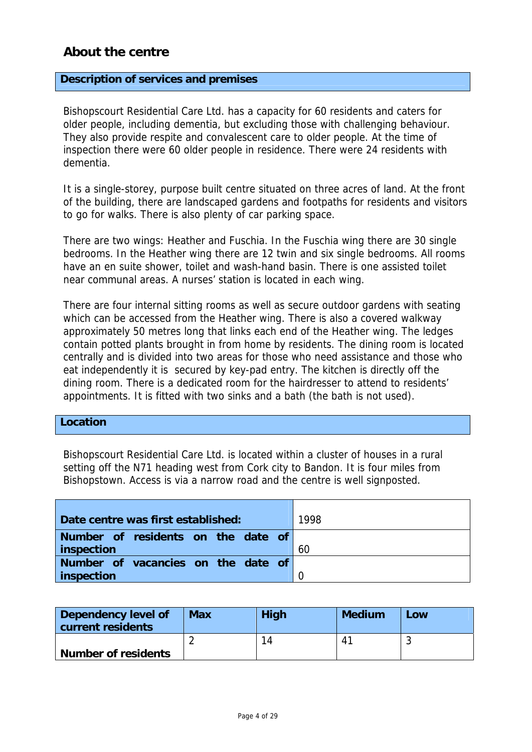## About the centre

### Description of services and premises

Bishopscourt Residential Care Ltd. has a capacity for 60 residents and caters for older people, including dementia, but excluding those with challenging behaviour. They also provide respite and convalescent care to older people. At the time of inspection there were 60 older people in residence. There were 24 residents with dementia.

It is a single-storey, purpose built centre situated on three acres of land. At the front of the building, there are landscaped gardens and footpaths for residents and visitors to go for walks. There is also plenty of car parking space.

There are two wings: Heather and Fuschia. In the Fuschia wing there are 30 single bedrooms. In the Heather wing there are 12 twin and six single bedrooms. All rooms have an en suite shower, toilet and wash-hand basin. There is one assisted toilet near communal areas. A nurses' station is located in each wing.

There are four internal sitting rooms as well as secure outdoor gardens with seating which can be accessed from the Heather wing. There is also a covered walkway approximately 50 metres long that links each end of the Heather wing. The ledges contain potted plants brought in from home by residents. The dining room is located centrally and is divided into two areas for those who need assistance and those who eat independently it is  secured by key-pad entry. The kitchen is directly off the dining room. There is a dedicated room for the hairdresser to attend to residents' appointments. It is fitted with two sinks and a bath (the bath is not used).

### Location

Bishopscourt Residential Care Ltd. is located within a cluster of houses in a rural setting off the N71 heading west from Cork city to Bandon. It is four miles from Bishopstown. Access is via a narrow road and the centre is well signposted.

| | |
|---|---|
| **Date centre was first established:** | 1998 |
| **Number of residents on the date of inspection** | 60 |
| **Number of vacancies on the date of inspection** | 0 |

| Dependency level of current residents | Max | High | Medium | Low |
|---|---|---|---|---|
| **Number of residents** | 2 | 14 | 41 | 3 |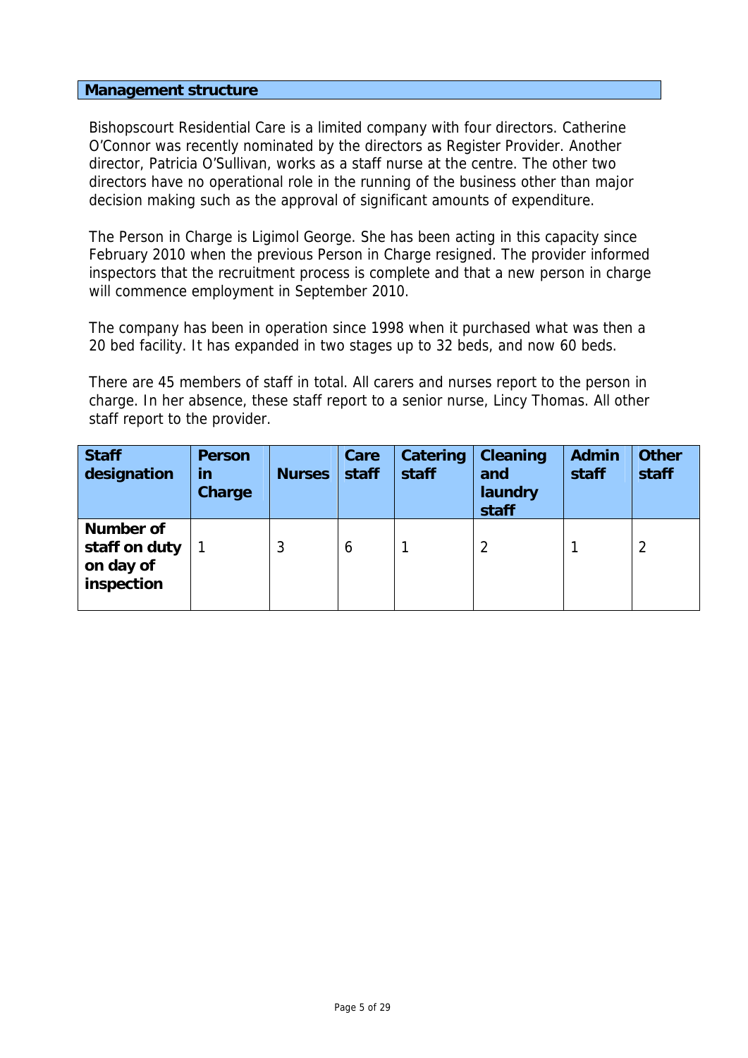## Management structure

Bishopscourt Residential Care is a limited company with four directors. Catherine O'Connor was recently nominated by the directors as Register Provider. Another director, Patricia O'Sullivan, works as a staff nurse at the centre. The other two directors have no operational role in the running of the business other than major decision making such as the approval of significant amounts of expenditure.

The Person in Charge is Ligimol George. She has been acting in this capacity since February 2010 when the previous Person in Charge resigned. The provider informed inspectors that the recruitment process is complete and that a new person in charge will commence employment in September 2010.

The company has been in operation since 1998 when it purchased what was then a 20 bed facility. It has expanded in two stages up to 32 beds, and now 60 beds.

There are 45 members of staff in total. All carers and nurses report to the person in charge. In her absence, these staff report to a senior nurse, Lincy Thomas. All other staff report to the provider.

| Staff designation | Person in Charge | Nurses | Care staff | Catering staff | Cleaning and laundry staff | Admin staff | Other staff |
|---|---|---|---|---|---|---|---|
| Number of staff on duty on day of inspection | 1 | 3 | 6 | 1 | 2 | 1 | 2 |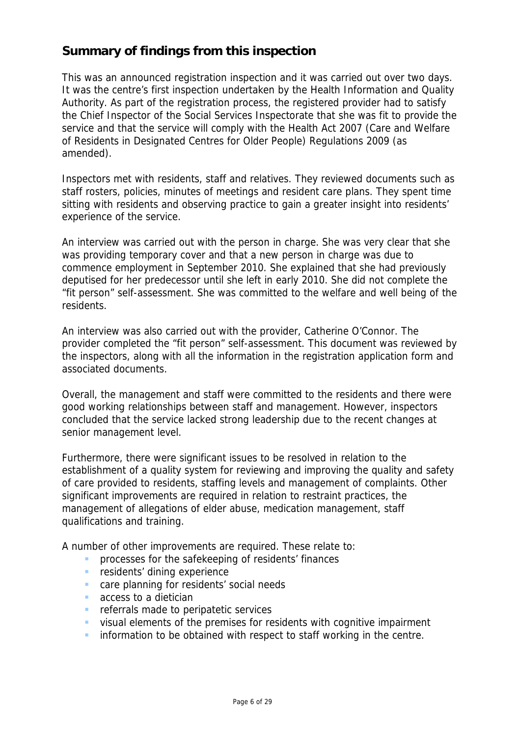## Summary of findings from this inspection

This was an announced registration inspection and it was carried out over two days. It was the centre's first inspection undertaken by the Health Information and Quality Authority. As part of the registration process, the registered provider had to satisfy the Chief Inspector of the Social Services Inspectorate that she was fit to provide the service and that the service will comply with the Health Act 2007 (Care and Welfare of Residents in Designated Centres for Older People) Regulations 2009 (as amended).

Inspectors met with residents, staff and relatives. They reviewed documents such as staff rosters, policies, minutes of meetings and resident care plans. They spent time sitting with residents and observing practice to gain a greater insight into residents' experience of the service.

An interview was carried out with the person in charge. She was very clear that she was providing temporary cover and that a new person in charge was due to commence employment in September 2010. She explained that she had previously deputised for her predecessor until she left in early 2010. She did not complete the "fit person" self-assessment. She was committed to the welfare and well being of the residents.

An interview was also carried out with the provider, Catherine O'Connor. The provider completed the "fit person" self-assessment. This document was reviewed by the inspectors, along with all the information in the registration application form and associated documents.

Overall, the management and staff were committed to the residents and there were good working relationships between staff and management. However, inspectors concluded that the service lacked strong leadership due to the recent changes at senior management level.

Furthermore, there were significant issues to be resolved in relation to the establishment of a quality system for reviewing and improving the quality and safety of care provided to residents, staffing levels and management of complaints. Other significant improvements are required in relation to restraint practices, the management of allegations of elder abuse, medication management, staff qualifications and training.

A number of other improvements are required. These relate to:

- processes for the safekeeping of residents' finances
- residents' dining experience
- care planning for residents' social needs
- access to a dietician
- referrals made to peripatetic services
- visual elements of the premises for residents with cognitive impairment
- information to be obtained with respect to staff working in the centre.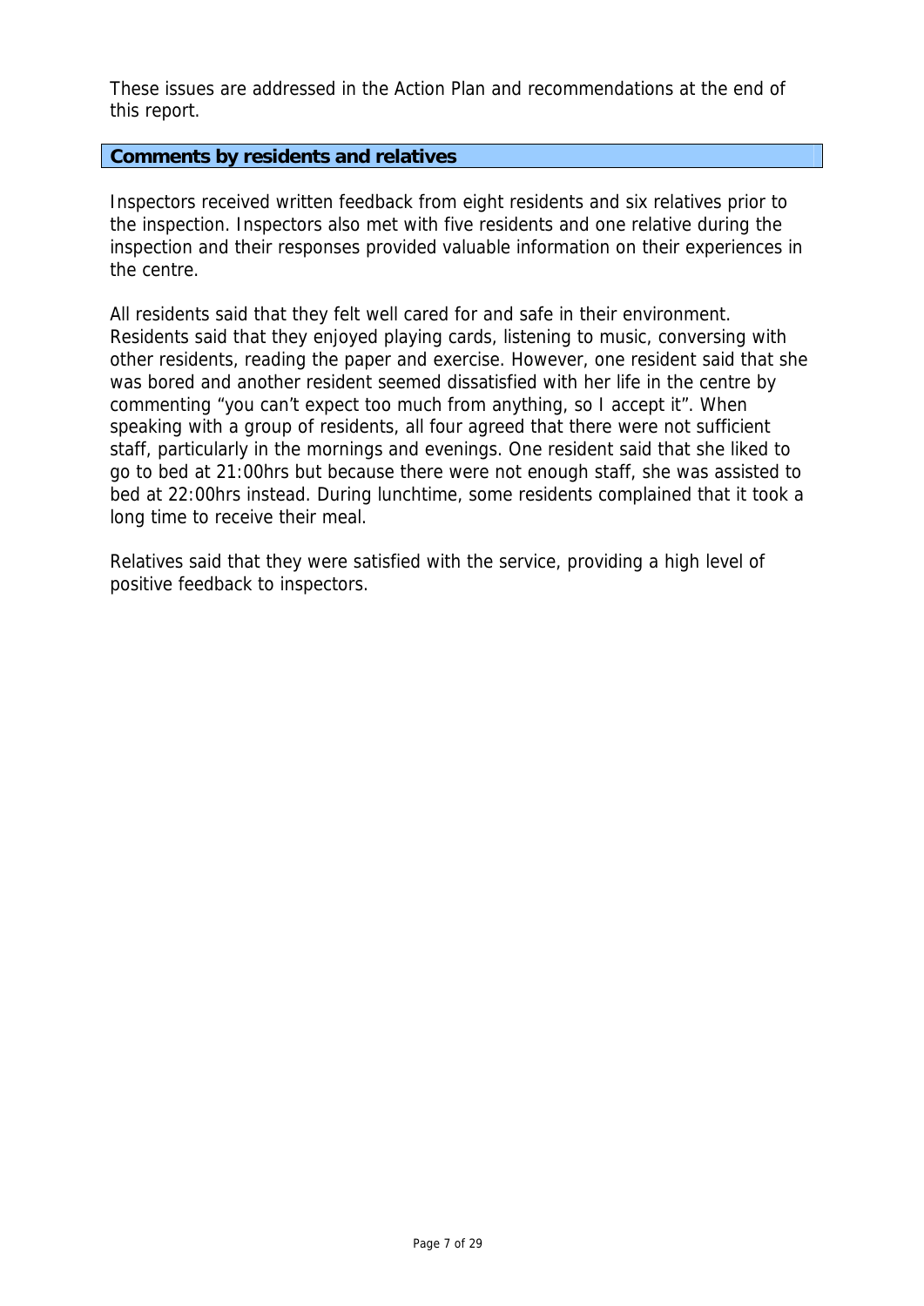These issues are addressed in the Action Plan and recommendations at the end of this report.

## Comments by residents and relatives

Inspectors received written feedback from eight residents and six relatives prior to the inspection. Inspectors also met with five residents and one relative during the inspection and their responses provided valuable information on their experiences in the centre.

All residents said that they felt well cared for and safe in their environment. Residents said that they enjoyed playing cards, listening to music, conversing with other residents, reading the paper and exercise. However, one resident said that she was bored and another resident seemed dissatisfied with her life in the centre by commenting "you can't expect too much from anything, so I accept it". When speaking with a group of residents, all four agreed that there were not sufficient staff, particularly in the mornings and evenings. One resident said that she liked to go to bed at 21:00hrs but because there were not enough staff, she was assisted to bed at 22:00hrs instead. During lunchtime, some residents complained that it took a long time to receive their meal.

Relatives said that they were satisfied with the service, providing a high level of positive feedback to inspectors.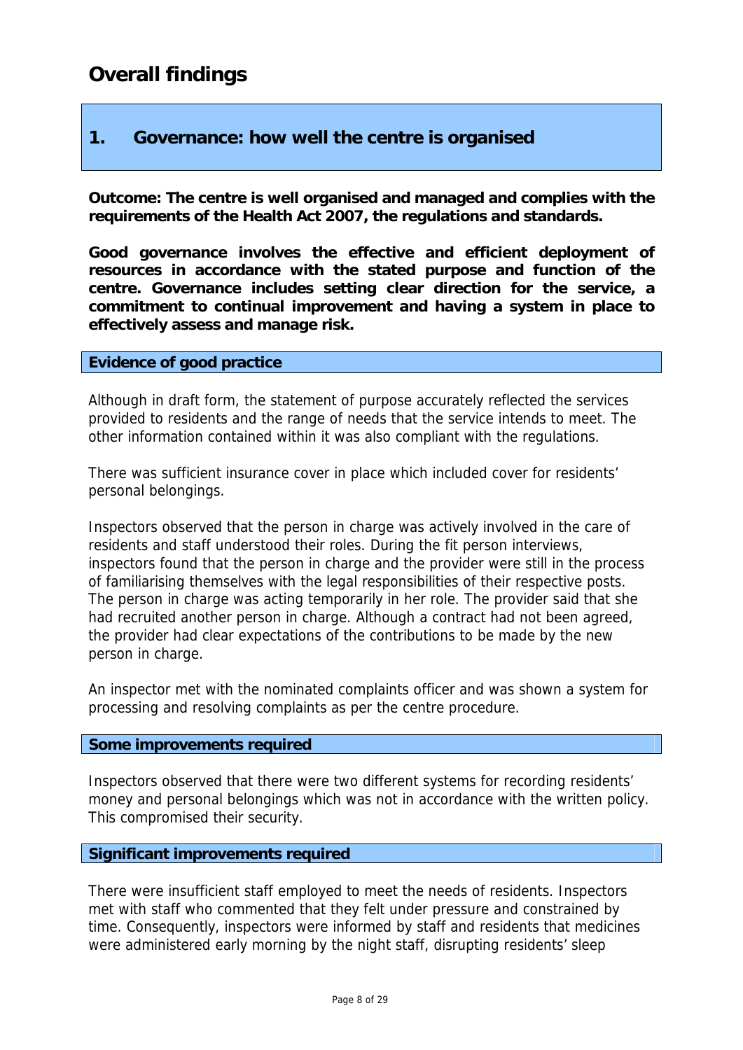# Overall findings

## 1. Governance: how well the centre is organised

**Outcome: The centre is well organised and managed and complies with the requirements of the Health Act 2007, the regulations and standards.**

**Good governance involves the effective and efficient deployment of resources in accordance with the stated purpose and function of the centre. Governance includes setting clear direction for the service, a commitment to continual improvement and having a system in place to effectively assess and manage risk.**

### Evidence of good practice

Although in draft form, the statement of purpose accurately reflected the services provided to residents and the range of needs that the service intends to meet. The other information contained within it was also compliant with the regulations.

There was sufficient insurance cover in place which included cover for residents' personal belongings.

Inspectors observed that the person in charge was actively involved in the care of residents and staff understood their roles. During the fit person interviews, inspectors found that the person in charge and the provider were still in the process of familiarising themselves with the legal responsibilities of their respective posts. The person in charge was acting temporarily in her role. The provider said that she had recruited another person in charge. Although a contract had not been agreed, the provider had clear expectations of the contributions to be made by the new person in charge.

An inspector met with the nominated complaints officer and was shown a system for processing and resolving complaints as per the centre procedure.

### Some improvements required

Inspectors observed that there were two different systems for recording residents' money and personal belongings which was not in accordance with the written policy. This compromised their security.

### Significant improvements required

There were insufficient staff employed to meet the needs of residents. Inspectors met with staff who commented that they felt under pressure and constrained by time. Consequently, inspectors were informed by staff and residents that medicines were administered early morning by the night staff, disrupting residents' sleep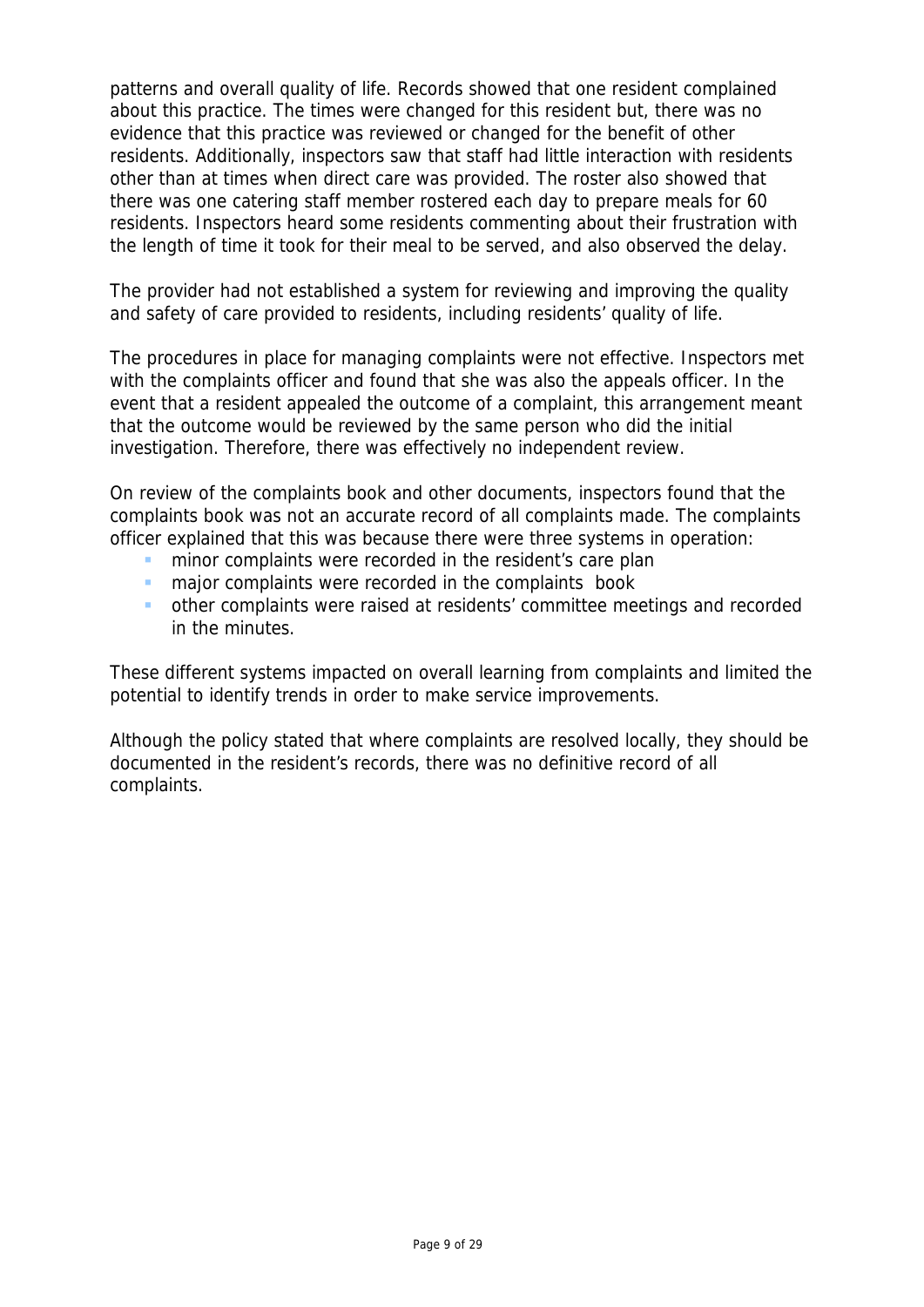patterns and overall quality of life. Records showed that one resident complained about this practice. The times were changed for this resident but, there was no evidence that this practice was reviewed or changed for the benefit of other residents. Additionally, inspectors saw that staff had little interaction with residents other than at times when direct care was provided. The roster also showed that there was one catering staff member rostered each day to prepare meals for 60 residents. Inspectors heard some residents commenting about their frustration with the length of time it took for their meal to be served, and also observed the delay.

The provider had not established a system for reviewing and improving the quality and safety of care provided to residents, including residents' quality of life.

The procedures in place for managing complaints were not effective. Inspectors met with the complaints officer and found that she was also the appeals officer. In the event that a resident appealed the outcome of a complaint, this arrangement meant that the outcome would be reviewed by the same person who did the initial investigation. Therefore, there was effectively no independent review.

On review of the complaints book and other documents, inspectors found that the complaints book was not an accurate record of all complaints made. The complaints officer explained that this was because there were three systems in operation:

- minor complaints were recorded in the resident's care plan
- major complaints were recorded in the complaints book
- other complaints were raised at residents' committee meetings and recorded in the minutes.

These different systems impacted on overall learning from complaints and limited the potential to identify trends in order to make service improvements.

Although the policy stated that where complaints are resolved locally, they should be documented in the resident's records, there was no definitive record of all complaints.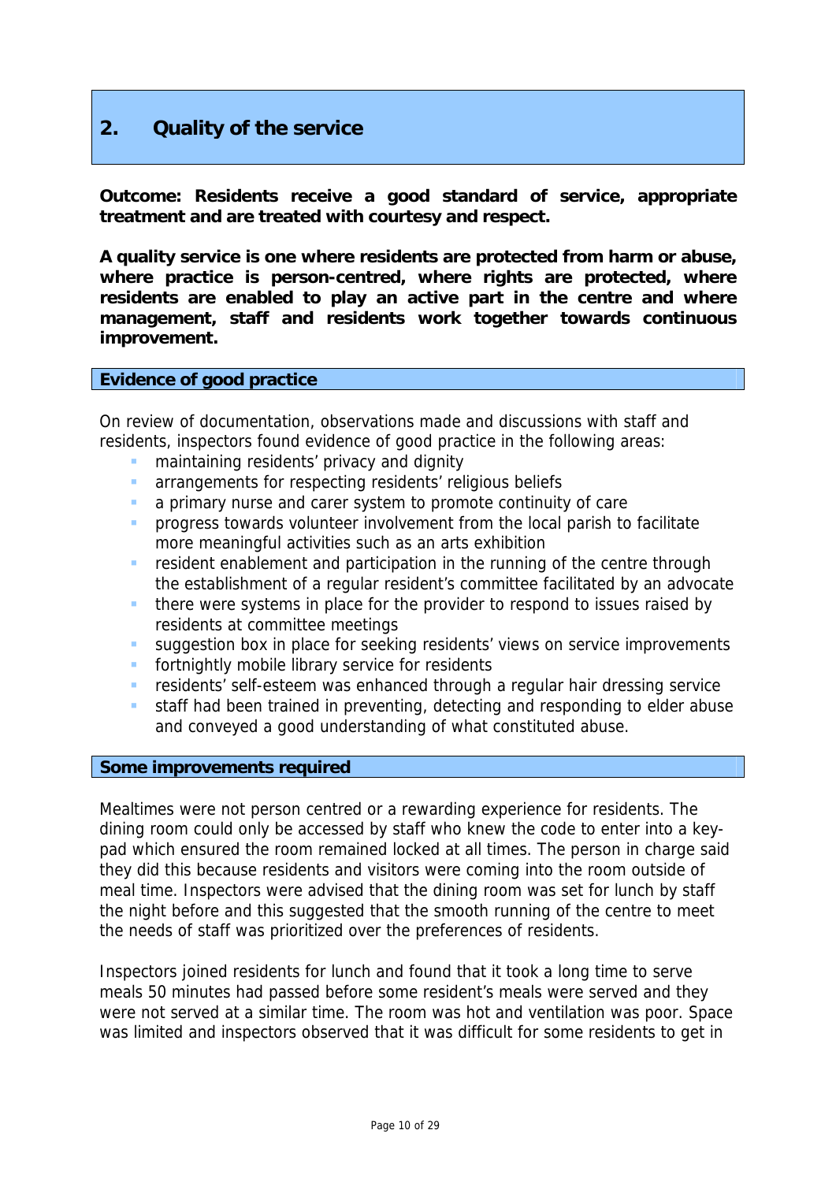## 2. Quality of the service

**Outcome: Residents receive a good standard of service, appropriate treatment and are treated with courtesy and respect.**

**A quality service is one where residents are protected from harm or abuse, where practice is person-centred, where rights are protected, where residents are enabled to play an active part in the centre and where management, staff and residents work together towards continuous improvement.**

### Evidence of good practice

On review of documentation, observations made and discussions with staff and residents, inspectors found evidence of good practice in the following areas:

- maintaining residents' privacy and dignity
- arrangements for respecting residents' religious beliefs
- a primary nurse and carer system to promote continuity of care
- progress towards volunteer involvement from the local parish to facilitate more meaningful activities such as an arts exhibition
- resident enablement and participation in the running of the centre through the establishment of a regular resident's committee facilitated by an advocate
- there were systems in place for the provider to respond to issues raised by residents at committee meetings
- suggestion box in place for seeking residents' views on service improvements
- fortnightly mobile library service for residents
- residents' self-esteem was enhanced through a regular hair dressing service
- staff had been trained in preventing, detecting and responding to elder abuse and conveyed a good understanding of what constituted abuse.

### Some improvements required

Mealtimes were not person centred or a rewarding experience for residents. The dining room could only be accessed by staff who knew the code to enter into a key-pad which ensured the room remained locked at all times. The person in charge said they did this because residents and visitors were coming into the room outside of meal time. Inspectors were advised that the dining room was set for lunch by staff the night before and this suggested that the smooth running of the centre to meet the needs of staff was prioritized over the preferences of residents.

Inspectors joined residents for lunch and found that it took a long time to serve meals 50 minutes had passed before some resident's meals were served and they were not served at a similar time. The room was hot and ventilation was poor. Space was limited and inspectors observed that it was difficult for some residents to get in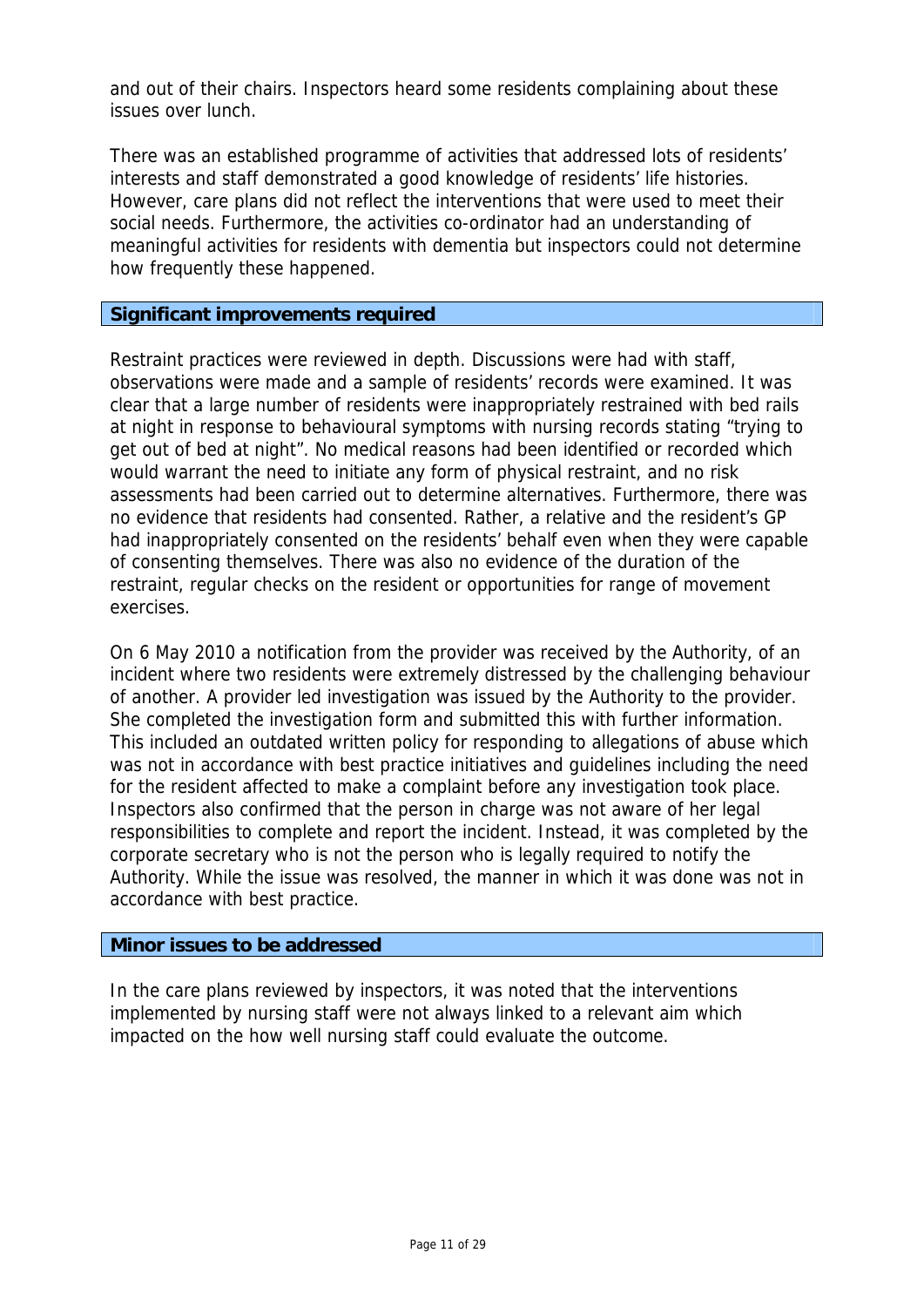and out of their chairs. Inspectors heard some residents complaining about these issues over lunch.

There was an established programme of activities that addressed lots of residents' interests and staff demonstrated a good knowledge of residents' life histories. However, care plans did not reflect the interventions that were used to meet their social needs. Furthermore, the activities co-ordinator had an understanding of meaningful activities for residents with dementia but inspectors could not determine how frequently these happened.

### Significant improvements required

Restraint practices were reviewed in depth. Discussions were had with staff, observations were made and a sample of residents' records were examined. It was clear that a large number of residents were inappropriately restrained with bed rails at night in response to behavioural symptoms with nursing records stating "trying to get out of bed at night". No medical reasons had been identified or recorded which would warrant the need to initiate any form of physical restraint, and no risk assessments had been carried out to determine alternatives. Furthermore, there was no evidence that residents had consented. Rather, a relative and the resident's GP had inappropriately consented on the residents' behalf even when they were capable of consenting themselves. There was also no evidence of the duration of the restraint, regular checks on the resident or opportunities for range of movement exercises.

On 6 May 2010 a notification from the provider was received by the Authority, of an incident where two residents were extremely distressed by the challenging behaviour of another. A provider led investigation was issued by the Authority to the provider. She completed the investigation form and submitted this with further information. This included an outdated written policy for responding to allegations of abuse which was not in accordance with best practice initiatives and guidelines including the need for the resident affected to make a complaint before any investigation took place. Inspectors also confirmed that the person in charge was not aware of her legal responsibilities to complete and report the incident. Instead, it was completed by the corporate secretary who is not the person who is legally required to notify the Authority. While the issue was resolved, the manner in which it was done was not in accordance with best practice.

### Minor issues to be addressed

In the care plans reviewed by inspectors, it was noted that the interventions implemented by nursing staff were not always linked to a relevant aim which impacted on the how well nursing staff could evaluate the outcome.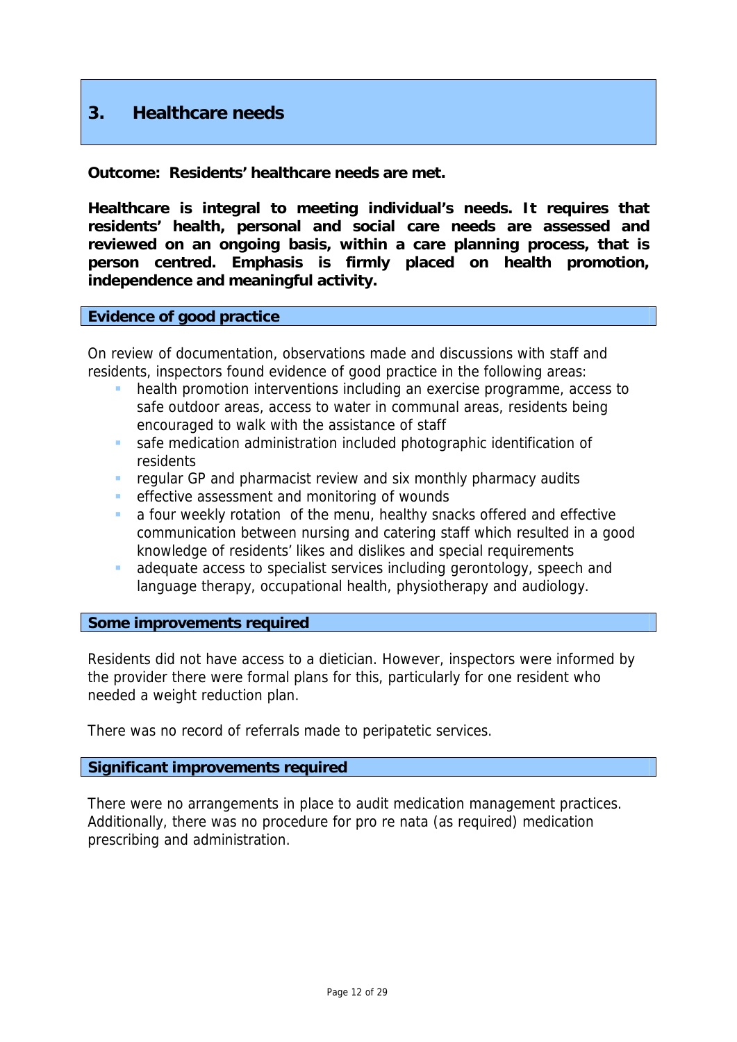## 3. Healthcare needs

**Outcome: Residents' healthcare needs are met.**

**Healthcare is integral to meeting individual's needs. It requires that residents' health, personal and social care needs are assessed and reviewed on an ongoing basis, within a care planning process, that is person centred. Emphasis is firmly placed on health promotion, independence and meaningful activity.**

### Evidence of good practice

On review of documentation, observations made and discussions with staff and residents, inspectors found evidence of good practice in the following areas:

- health promotion interventions including an exercise programme, access to safe outdoor areas, access to water in communal areas, residents being encouraged to walk with the assistance of staff
- safe medication administration included photographic identification of residents
- regular GP and pharmacist review and six monthly pharmacy audits
- effective assessment and monitoring of wounds
- a four weekly rotation of the menu, healthy snacks offered and effective communication between nursing and catering staff which resulted in a good knowledge of residents' likes and dislikes and special requirements
- adequate access to specialist services including gerontology, speech and language therapy, occupational health, physiotherapy and audiology.

### Some improvements required

Residents did not have access to a dietician. However, inspectors were informed by the provider there were formal plans for this, particularly for one resident who needed a weight reduction plan.

There was no record of referrals made to peripatetic services.

### Significant improvements required

There were no arrangements in place to audit medication management practices. Additionally, there was no procedure for pro re nata (as required) medication prescribing and administration.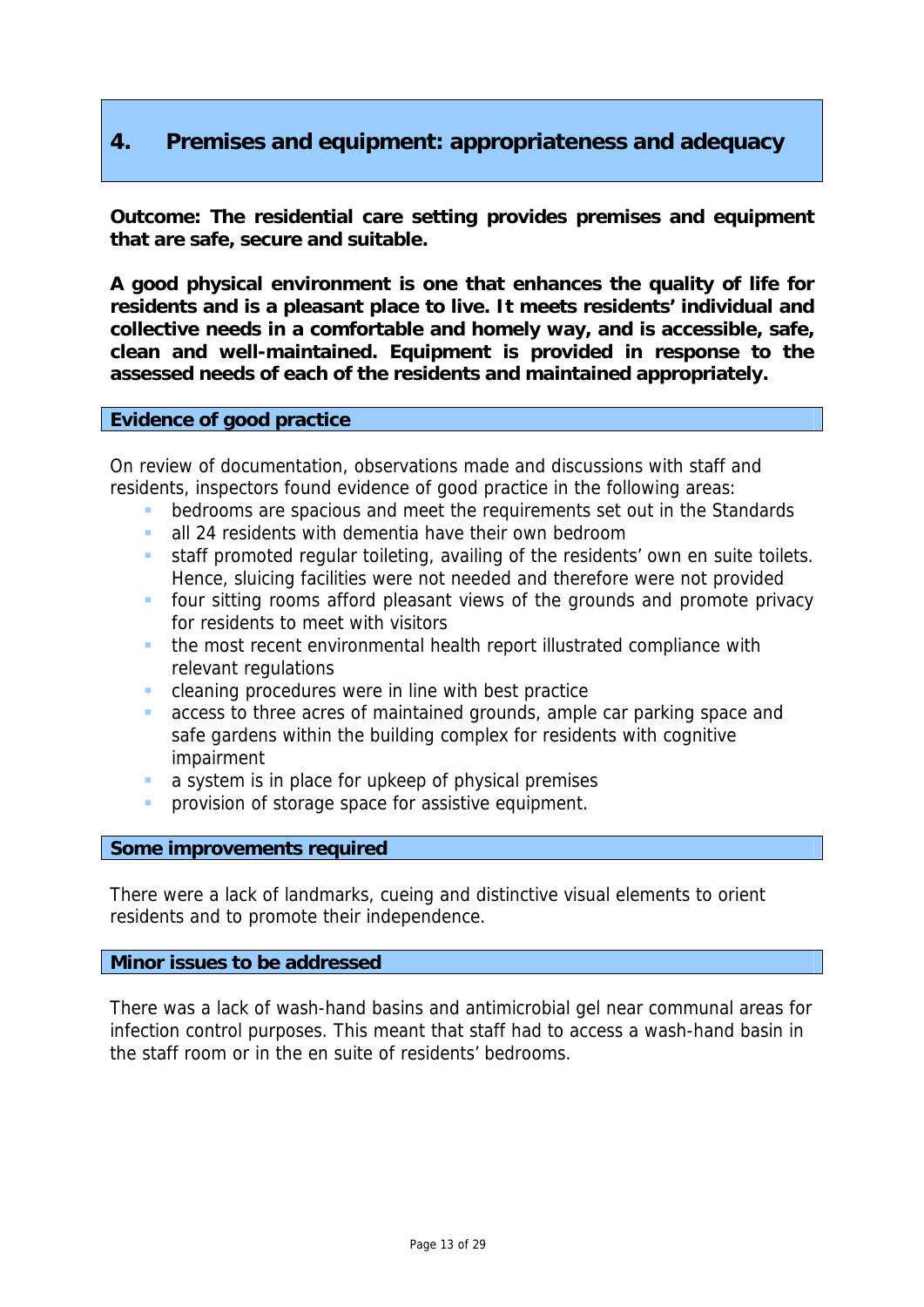## 4. Premises and equipment: appropriateness and adequacy

**Outcome: The residential care setting provides premises and equipment that are safe, secure and suitable.**

**A good physical environment is one that enhances the quality of life for residents and is a pleasant place to live. It meets residents' individual and collective needs in a comfortable and homely way, and is accessible, safe, clean and well-maintained. Equipment is provided in response to the assessed needs of each of the residents and maintained appropriately.**

### Evidence of good practice

On review of documentation, observations made and discussions with staff and residents, inspectors found evidence of good practice in the following areas:

- bedrooms are spacious and meet the requirements set out in the Standards
- all 24 residents with dementia have their own bedroom
- staff promoted regular toileting, availing of the residents' own en suite toilets. Hence, sluicing facilities were not needed and therefore were not provided
- four sitting rooms afford pleasant views of the grounds and promote privacy for residents to meet with visitors
- the most recent environmental health report illustrated compliance with relevant regulations
- cleaning procedures were in line with best practice
- access to three acres of maintained grounds, ample car parking space and safe gardens within the building complex for residents with cognitive impairment
- a system is in place for upkeep of physical premises
- provision of storage space for assistive equipment.

### Some improvements required

There were a lack of landmarks, cueing and distinctive visual elements to orient residents and to promote their independence.

### Minor issues to be addressed

There was a lack of wash-hand basins and antimicrobial gel near communal areas for infection control purposes. This meant that staff had to access a wash-hand basin in the staff room or in the en suite of residents' bedrooms.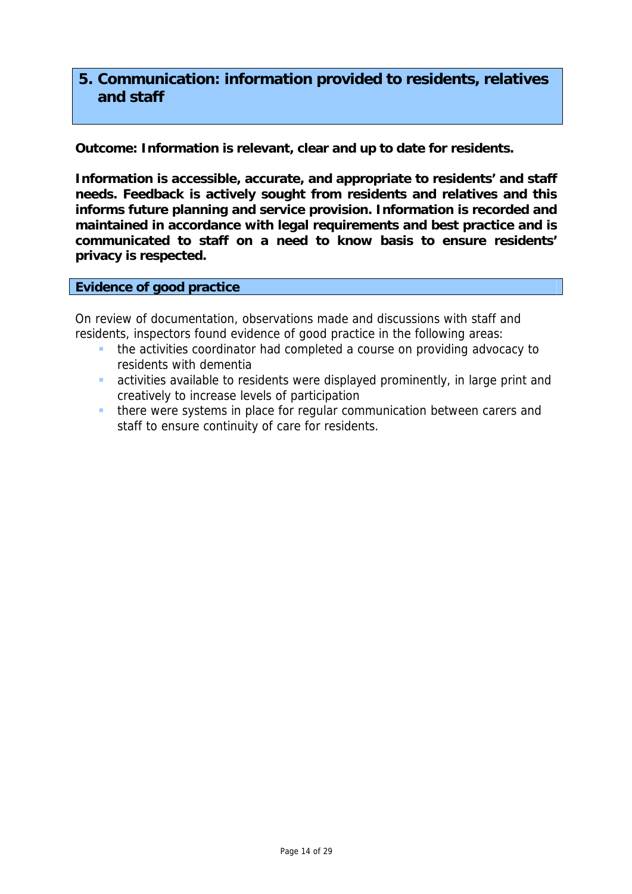## 5. Communication: information provided to residents, relatives and staff

**Outcome: Information is relevant, clear and up to date for residents.**

**Information is accessible, accurate, and appropriate to residents' and staff needs. Feedback is actively sought from residents and relatives and this informs future planning and service provision. Information is recorded and maintained in accordance with legal requirements and best practice and is communicated to staff on a need to know basis to ensure residents' privacy is respected.**

### Evidence of good practice

On review of documentation, observations made and discussions with staff and residents, inspectors found evidence of good practice in the following areas:

- the activities coordinator had completed a course on providing advocacy to residents with dementia
- activities available to residents were displayed prominently, in large print and creatively to increase levels of participation
- there were systems in place for regular communication between carers and staff to ensure continuity of care for residents.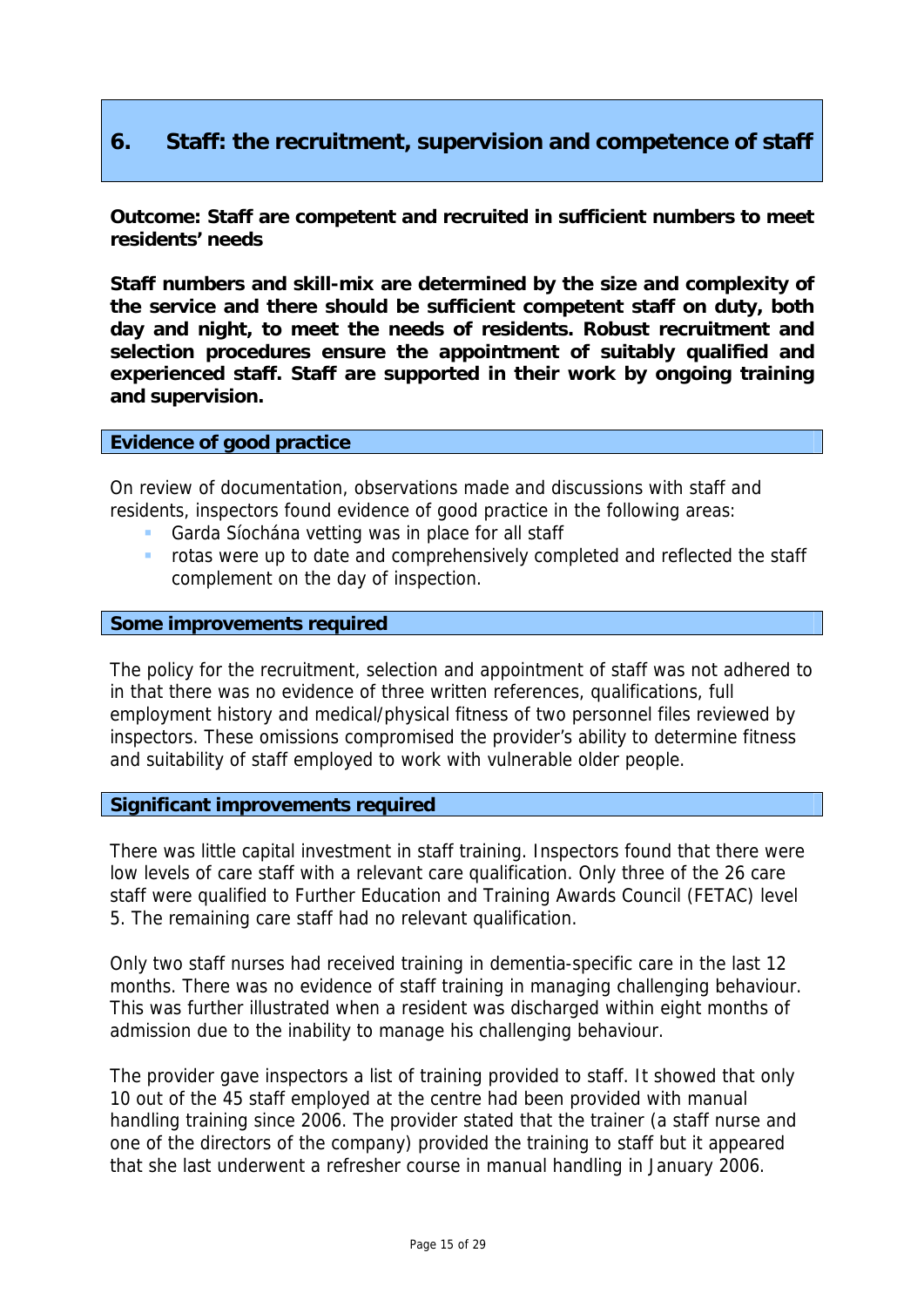## 6. Staff: the recruitment, supervision and competence of staff

**Outcome: Staff are competent and recruited in sufficient numbers to meet residents' needs**

**Staff numbers and skill-mix are determined by the size and complexity of the service and there should be sufficient competent staff on duty, both day and night, to meet the needs of residents. Robust recruitment and selection procedures ensure the appointment of suitably qualified and experienced staff. Staff are supported in their work by ongoing training and supervision.**

### Evidence of good practice

On review of documentation, observations made and discussions with staff and residents, inspectors found evidence of good practice in the following areas:

- Garda Síochána vetting was in place for all staff
- rotas were up to date and comprehensively completed and reflected the staff complement on the day of inspection.

### Some improvements required

The policy for the recruitment, selection and appointment of staff was not adhered to in that there was no evidence of three written references, qualifications, full employment history and medical/physical fitness of two personnel files reviewed by inspectors. These omissions compromised the provider's ability to determine fitness and suitability of staff employed to work with vulnerable older people.

### Significant improvements required

There was little capital investment in staff training. Inspectors found that there were low levels of care staff with a relevant care qualification. Only three of the 26 care staff were qualified to Further Education and Training Awards Council (FETAC) level 5. The remaining care staff had no relevant qualification.

Only two staff nurses had received training in dementia-specific care in the last 12 months. There was no evidence of staff training in managing challenging behaviour. This was further illustrated when a resident was discharged within eight months of admission due to the inability to manage his challenging behaviour.

The provider gave inspectors a list of training provided to staff. It showed that only 10 out of the 45 staff employed at the centre had been provided with manual handling training since 2006. The provider stated that the trainer (a staff nurse and one of the directors of the company) provided the training to staff but it appeared that she last underwent a refresher course in manual handling in January 2006.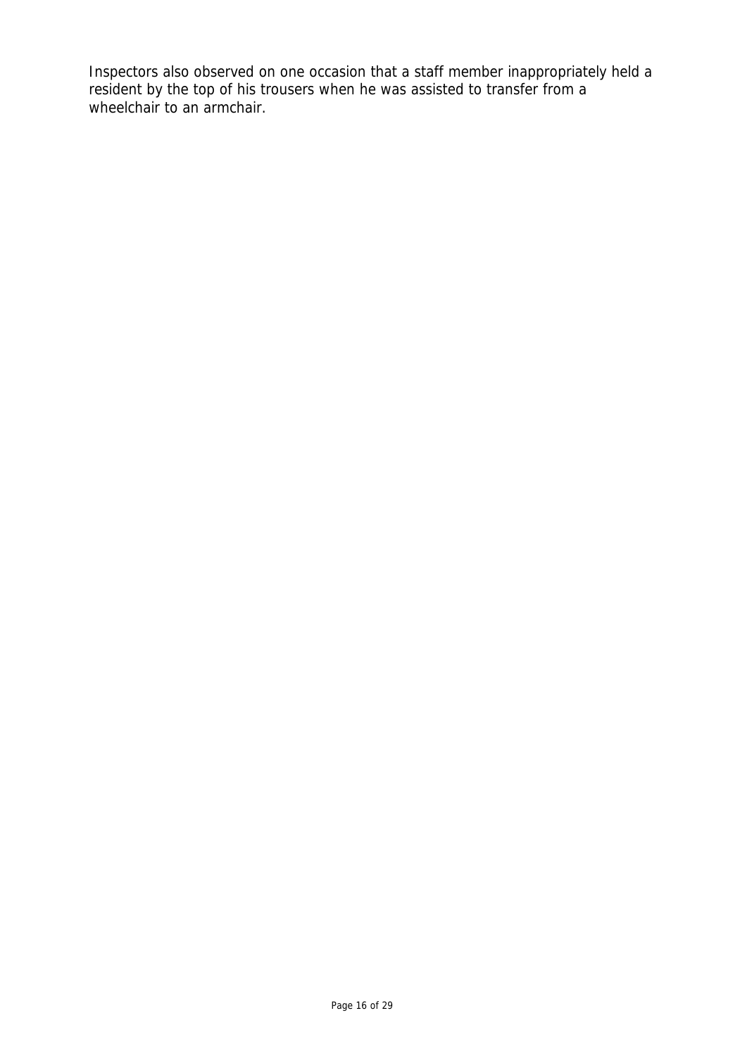Inspectors also observed on one occasion that a staff member inappropriately held a resident by the top of his trousers when he was assisted to transfer from a wheelchair to an armchair.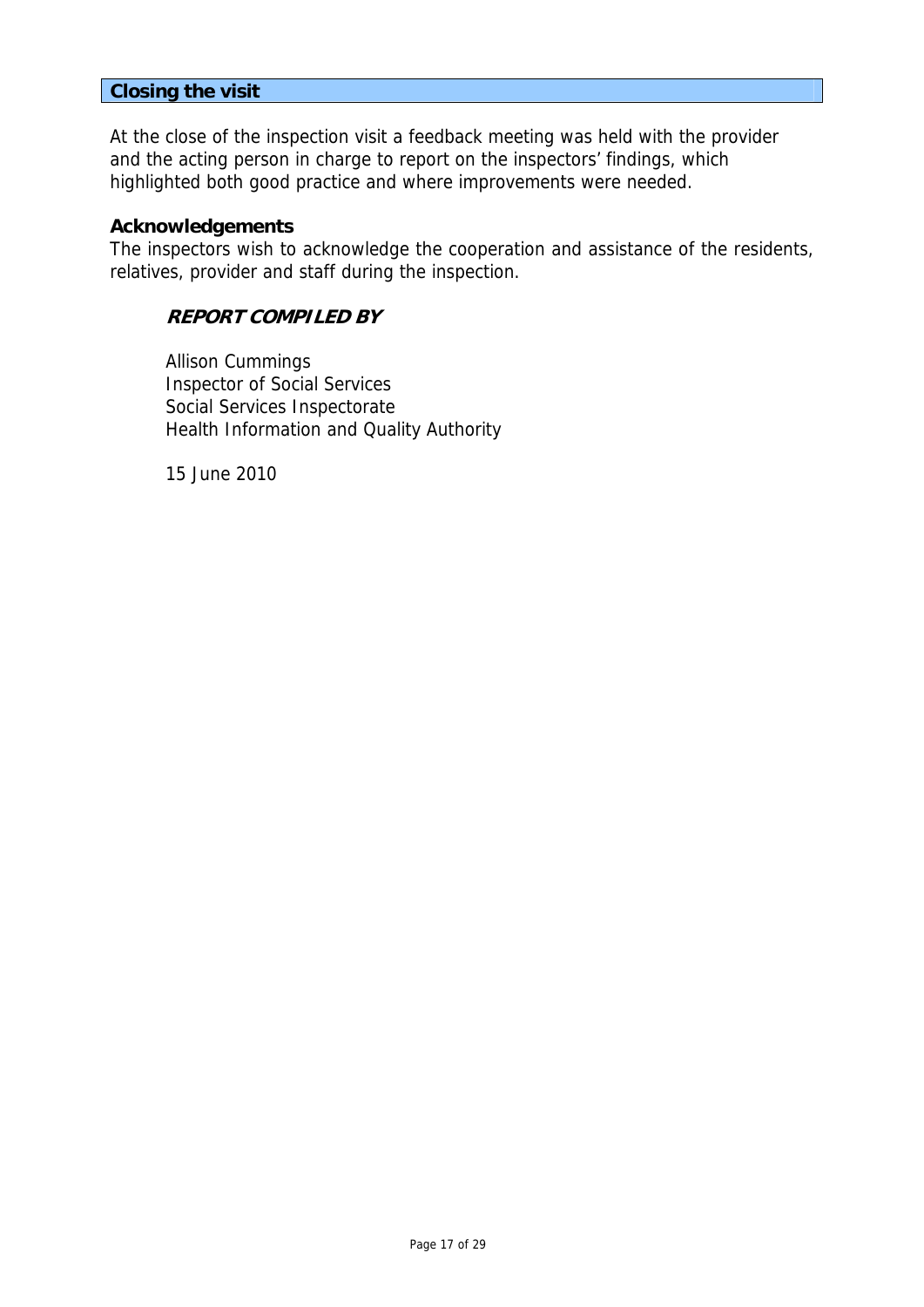## Closing the visit

At the close of the inspection visit a feedback meeting was held with the provider and the acting person in charge to report on the inspectors' findings, which highlighted both good practice and where improvements were needed.

### Acknowledgements

The inspectors wish to acknowledge the cooperation and assistance of the residents, relatives, provider and staff during the inspection.

***REPORT COMPILED BY***

Allison Cummings
Inspector of Social Services
Social Services Inspectorate
Health Information and Quality Authority

15 June 2010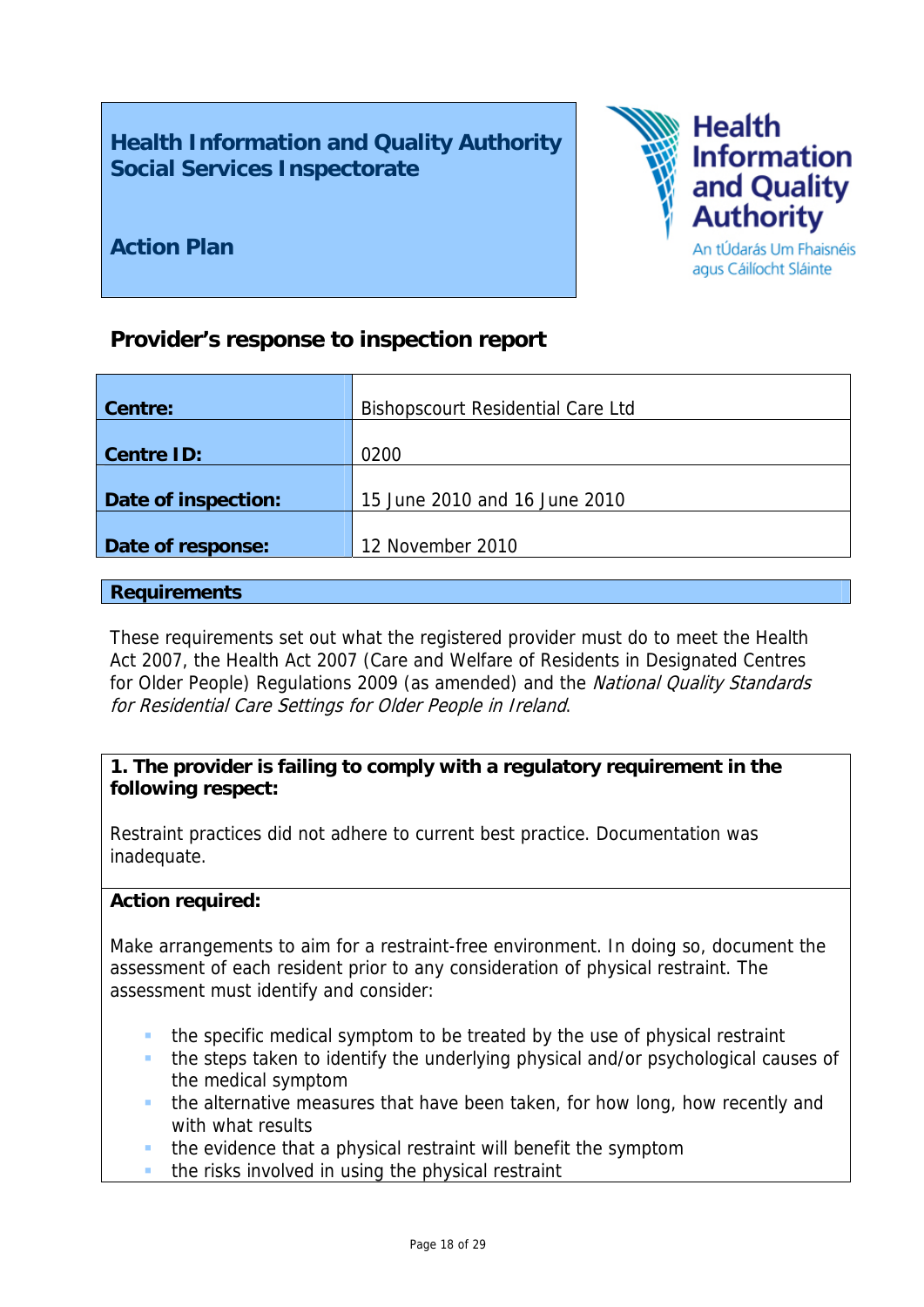**Health Information and Quality Authority**
**Social Services Inspectorate**

**Action Plan**

Health Information and Quality Authority
An tÚdarás Um Fhaisnéis agus Cáilíocht Sláinte

## Provider's response to inspection report

| | |
|---|---|
| **Centre:** | Bishopscourt Residential Care Ltd |
| **Centre ID:** | 0200 |
| **Date of inspection:** | 15 June 2010 and 16 June 2010 |
| **Date of response:** | 12 November 2010 |

### Requirements

These requirements set out what the registered provider must do to meet the Health Act 2007, the Health Act 2007 (Care and Welfare of Residents in Designated Centres for Older People) Regulations 2009 (as amended) and the *National Quality Standards for Residential Care Settings for Older People in Ireland*.

**1. The provider is failing to comply with a regulatory requirement in the following respect:**

Restraint practices did not adhere to current best practice. Documentation was inadequate.

**Action required:**

Make arrangements to aim for a restraint-free environment. In doing so, document the assessment of each resident prior to any consideration of physical restraint. The assessment must identify and consider:

- the specific medical symptom to be treated by the use of physical restraint
- the steps taken to identify the underlying physical and/or psychological causes of the medical symptom
- the alternative measures that have been taken, for how long, how recently and with what results
- the evidence that a physical restraint will benefit the symptom
- the risks involved in using the physical restraint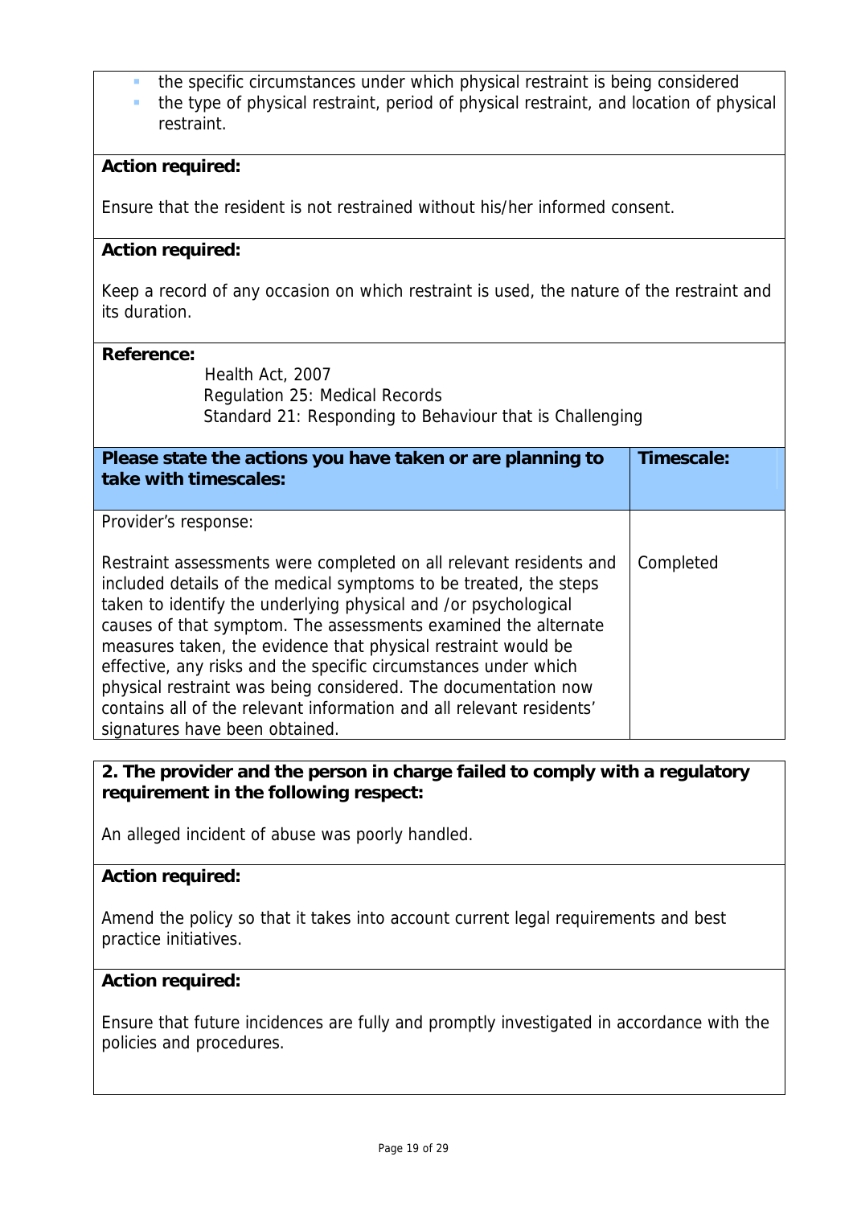- the specific circumstances under which physical restraint is being considered
- the type of physical restraint, period of physical restraint, and location of physical restraint.

**Action required:**

Ensure that the resident is not restrained without his/her informed consent.

**Action required:**

Keep a record of any occasion on which restraint is used, the nature of the restraint and its duration.

**Reference:**

Health Act, 2007
Regulation 25: Medical Records
Standard 21: Responding to Behaviour that is Challenging

| Please state the actions you have taken or are planning to take with timescales: | Timescale: |
|---|---|
| Provider's response:<br><br>Restraint assessments were completed on all relevant residents and included details of the medical symptoms to be treated, the steps taken to identify the underlying physical and /or psychological causes of that symptom. The assessments examined the alternate measures taken, the evidence that physical restraint would be effective, any risks and the specific circumstances under which physical restraint was being considered. The documentation now contains all of the relevant information and all relevant residents' signatures have been obtained. | Completed |

**2. The provider and the person in charge failed to comply with a regulatory requirement in the following respect:**

An alleged incident of abuse was poorly handled.

**Action required:**

Amend the policy so that it takes into account current legal requirements and best practice initiatives.

**Action required:**

Ensure that future incidences are fully and promptly investigated in accordance with the policies and procedures.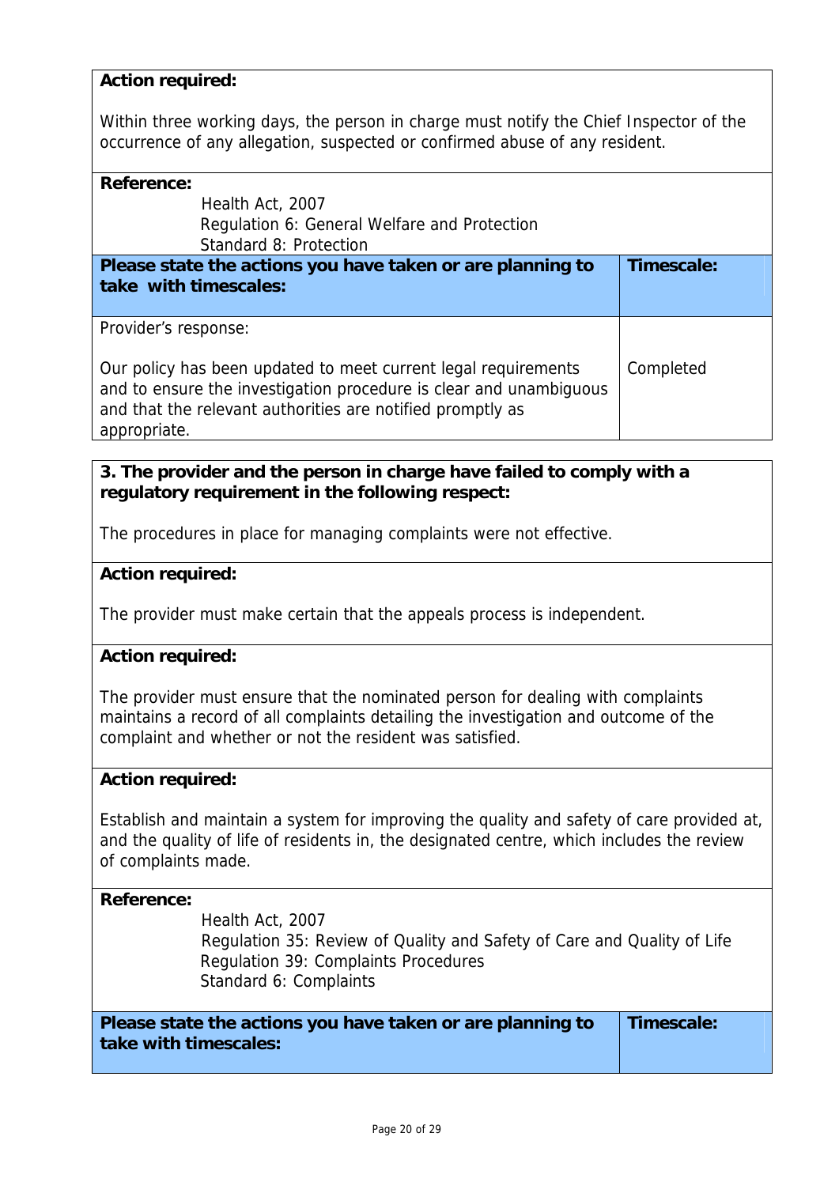**Action required:**

Within three working days, the person in charge must notify the Chief Inspector of the occurrence of any allegation, suspected or confirmed abuse of any resident.

**Reference:**

Health Act, 2007
Regulation 6: General Welfare and Protection
Standard 8: Protection

| Please state the actions you have taken or are planning to take with timescales: | Timescale: |
|---|---|
| Provider's response:<br><br>Our policy has been updated to meet current legal requirements and to ensure the investigation procedure is clear and unambiguous and that the relevant authorities are notified promptly as appropriate. | Completed |

**3. The provider and the person in charge have failed to comply with a regulatory requirement in the following respect:**

The procedures in place for managing complaints were not effective.

**Action required:**

The provider must make certain that the appeals process is independent.

**Action required:**

The provider must ensure that the nominated person for dealing with complaints maintains a record of all complaints detailing the investigation and outcome of the complaint and whether or not the resident was satisfied.

**Action required:**

Establish and maintain a system for improving the quality and safety of care provided at, and the quality of life of residents in, the designated centre, which includes the review of complaints made.

**Reference:**

Health Act, 2007
Regulation 35: Review of Quality and Safety of Care and Quality of Life
Regulation 39: Complaints Procedures
Standard 6: Complaints

| Please state the actions you have taken or are planning to take with timescales: | Timescale: |
|---|---|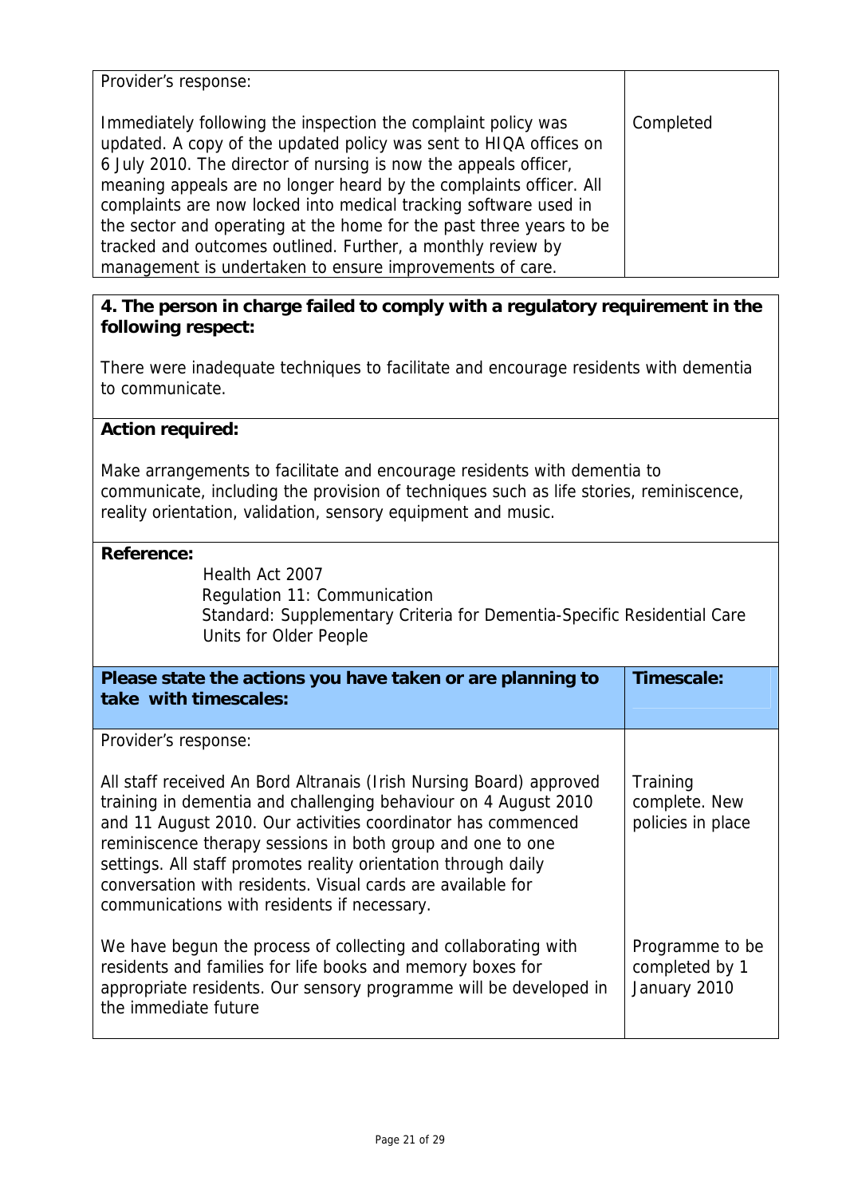| Provider's response: | |
|---|---|
| Immediately following the inspection the complaint policy was updated. A copy of the updated policy was sent to HIQA offices on 6 July 2010. The director of nursing is now the appeals officer, meaning appeals are no longer heard by the complaints officer. All complaints are now locked into medical tracking software used in the sector and operating at the home for the past three years to be tracked and outcomes outlined. Further, a monthly review by management is undertaken to ensure improvements of care. | Completed |

**4. The person in charge failed to comply with a regulatory requirement in the following respect:**

There were inadequate techniques to facilitate and encourage residents with dementia to communicate.

**Action required:**

Make arrangements to facilitate and encourage residents with dementia to communicate, including the provision of techniques such as life stories, reminiscence, reality orientation, validation, sensory equipment and music.

**Reference:**

Health Act 2007
Regulation 11: Communication
Standard: Supplementary Criteria for Dementia-Specific Residential Care Units for Older People

| Please state the actions you have taken or are planning to take with timescales: | Timescale: |
|---|---|
| Provider's response: | |
| All staff received An Bord Altranais (Irish Nursing Board) approved training in dementia and challenging behaviour on 4 August 2010 and 11 August 2010. Our activities coordinator has commenced reminiscence therapy sessions in both group and one to one settings. All staff promotes reality orientation through daily conversation with residents. Visual cards are available for communications with residents if necessary. | Training complete. New policies in place |
| We have begun the process of collecting and collaborating with residents and families for life books and memory boxes for appropriate residents. Our sensory programme will be developed in the immediate future | Programme to be completed by 1 January 2010 |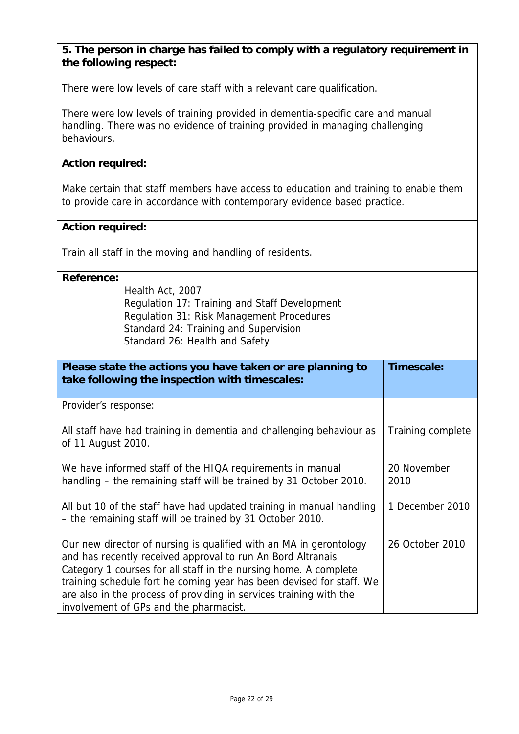**5. The person in charge has failed to comply with a regulatory requirement in the following respect:**

There were low levels of care staff with a relevant care qualification.

There were low levels of training provided in dementia-specific care and manual handling. There was no evidence of training provided in managing challenging behaviours.

**Action required:**

Make certain that staff members have access to education and training to enable them to provide care in accordance with contemporary evidence based practice.

**Action required:**

Train all staff in the moving and handling of residents.

**Reference:**

Health Act, 2007
Regulation 17: Training and Staff Development
Regulation 31: Risk Management Procedures
Standard 24: Training and Supervision
Standard 26: Health and Safety

| Please state the actions you have taken or are planning to take following the inspection with timescales: | Timescale: |
|---|---|
| Provider's response: | |
| All staff have had training in dementia and challenging behaviour as of 11 August 2010. | Training complete |
| We have informed staff of the HIQA requirements in manual handling – the remaining staff will be trained by 31 October 2010. | 20 November 2010 |
| All but 10 of the staff have had updated training in manual handling – the remaining staff will be trained by 31 October 2010. | 1 December 2010 |
| Our new director of nursing is qualified with an MA in gerontology and has recently received approval to run An Bord Altranais Category 1 courses for all staff in the nursing home. A complete training schedule fort he coming year has been devised for staff. We are also in the process of providing in services training with the involvement of GPs and the pharmacist. | 26 October 2010 |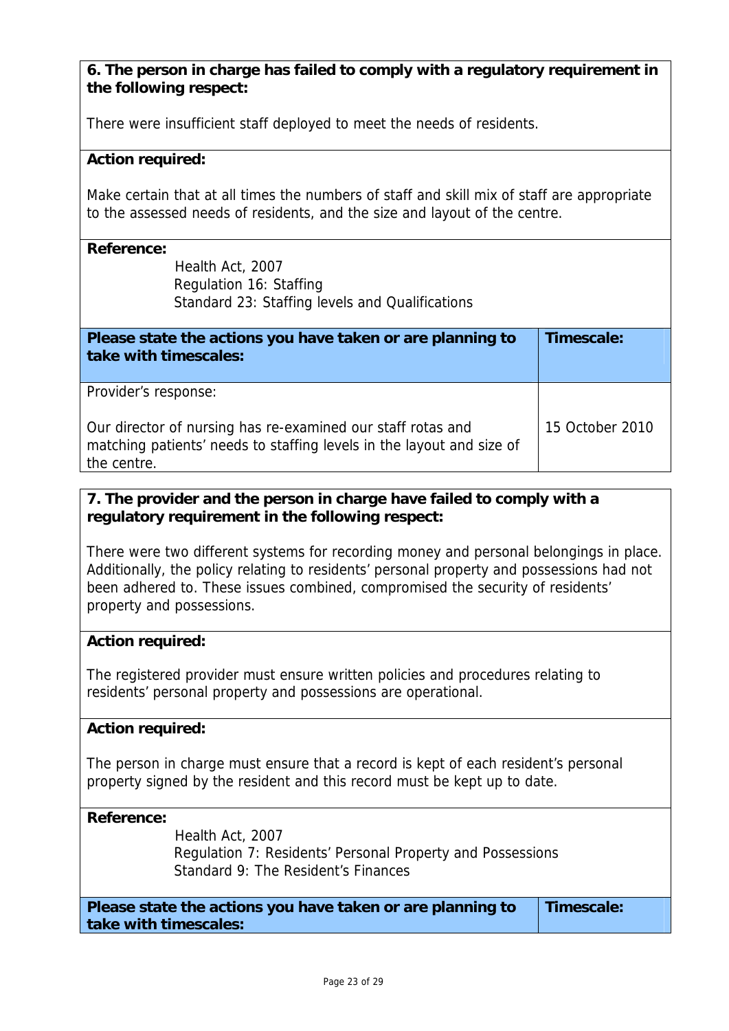**6. The person in charge has failed to comply with a regulatory requirement in the following respect:**

There were insufficient staff deployed to meet the needs of residents.

**Action required:**

Make certain that at all times the numbers of staff and skill mix of staff are appropriate to the assessed needs of residents, and the size and layout of the centre.

**Reference:**

Health Act, 2007
Regulation 16: Staffing
Standard 23: Staffing levels and Qualifications

| Please state the actions you have taken or are planning to take with timescales: | Timescale: |
|---|---|
| Provider's response:<br><br>Our director of nursing has re-examined our staff rotas and matching patients' needs to staffing levels in the layout and size of the centre. | 15 October 2010 |

**7. The provider and the person in charge have failed to comply with a regulatory requirement in the following respect:**

There were two different systems for recording money and personal belongings in place. Additionally, the policy relating to residents' personal property and possessions had not been adhered to. These issues combined, compromised the security of residents' property and possessions.

**Action required:**

The registered provider must ensure written policies and procedures relating to residents' personal property and possessions are operational.

**Action required:**

The person in charge must ensure that a record is kept of each resident's personal property signed by the resident and this record must be kept up to date.

**Reference:**

Health Act, 2007
Regulation 7: Residents' Personal Property and Possessions
Standard 9: The Resident's Finances

| Please state the actions you have taken or are planning to take with timescales: | Timescale: |
|---|---|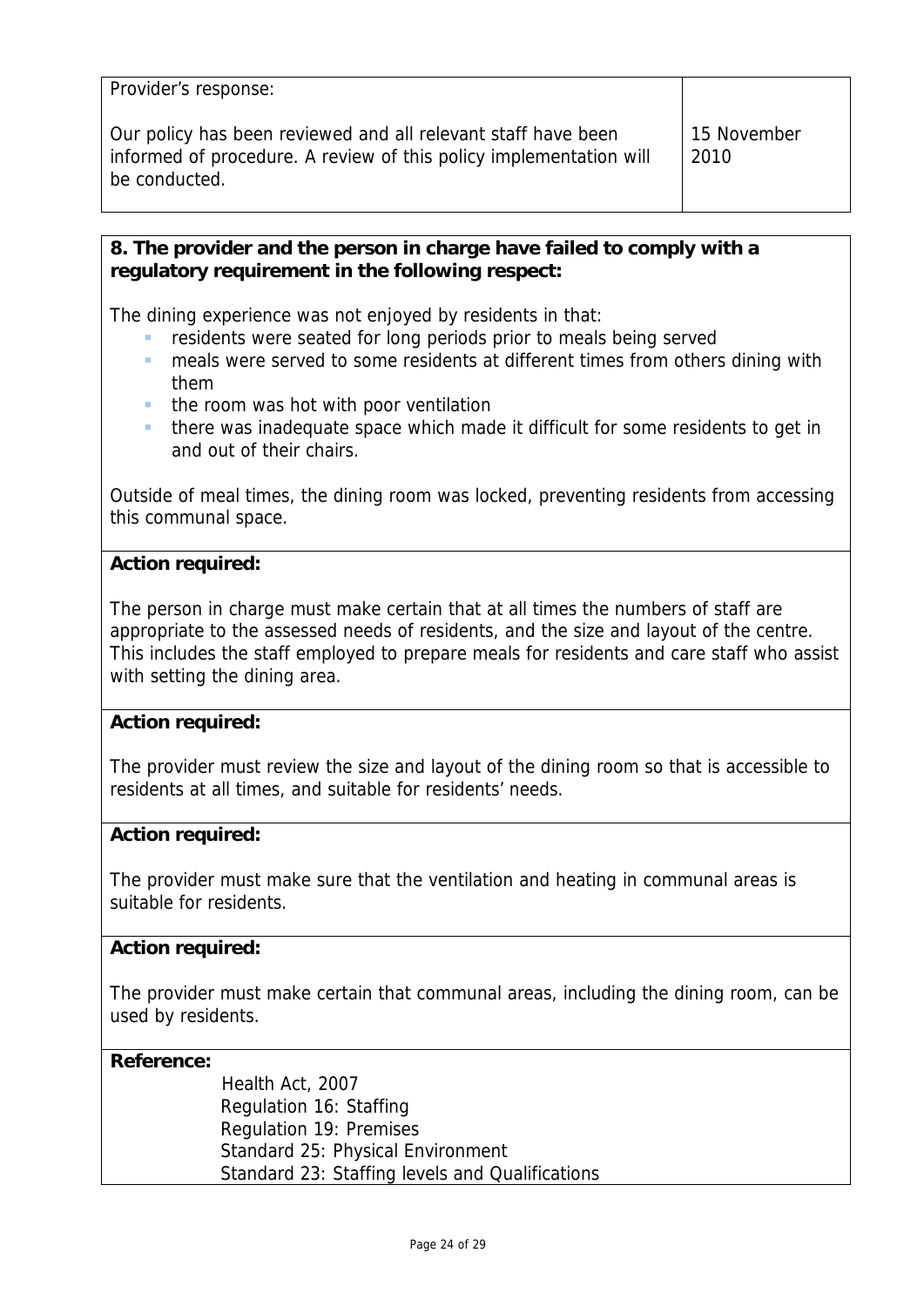| Provider's response: | |
|---|---|
| Our policy has been reviewed and all relevant staff have been informed of procedure. A review of this policy implementation will be conducted. | 15 November 2010 |

**8. The provider and the person in charge have failed to comply with a regulatory requirement in the following respect:**

The dining experience was not enjoyed by residents in that:

- residents were seated for long periods prior to meals being served
- meals were served to some residents at different times from others dining with them
- the room was hot with poor ventilation
- there was inadequate space which made it difficult for some residents to get in and out of their chairs.

Outside of meal times, the dining room was locked, preventing residents from accessing this communal space.

**Action required:**

The person in charge must make certain that at all times the numbers of staff are appropriate to the assessed needs of residents, and the size and layout of the centre. This includes the staff employed to prepare meals for residents and care staff who assist with setting the dining area.

**Action required:**

The provider must review the size and layout of the dining room so that is accessible to residents at all times, and suitable for residents' needs.

**Action required:**

The provider must make sure that the ventilation and heating in communal areas is suitable for residents.

**Action required:**

The provider must make certain that communal areas, including the dining room, can be used by residents.

**Reference:**

Health Act, 2007
Regulation 16: Staffing
Regulation 19: Premises
Standard 25: Physical Environment
Standard 23: Staffing levels and Qualifications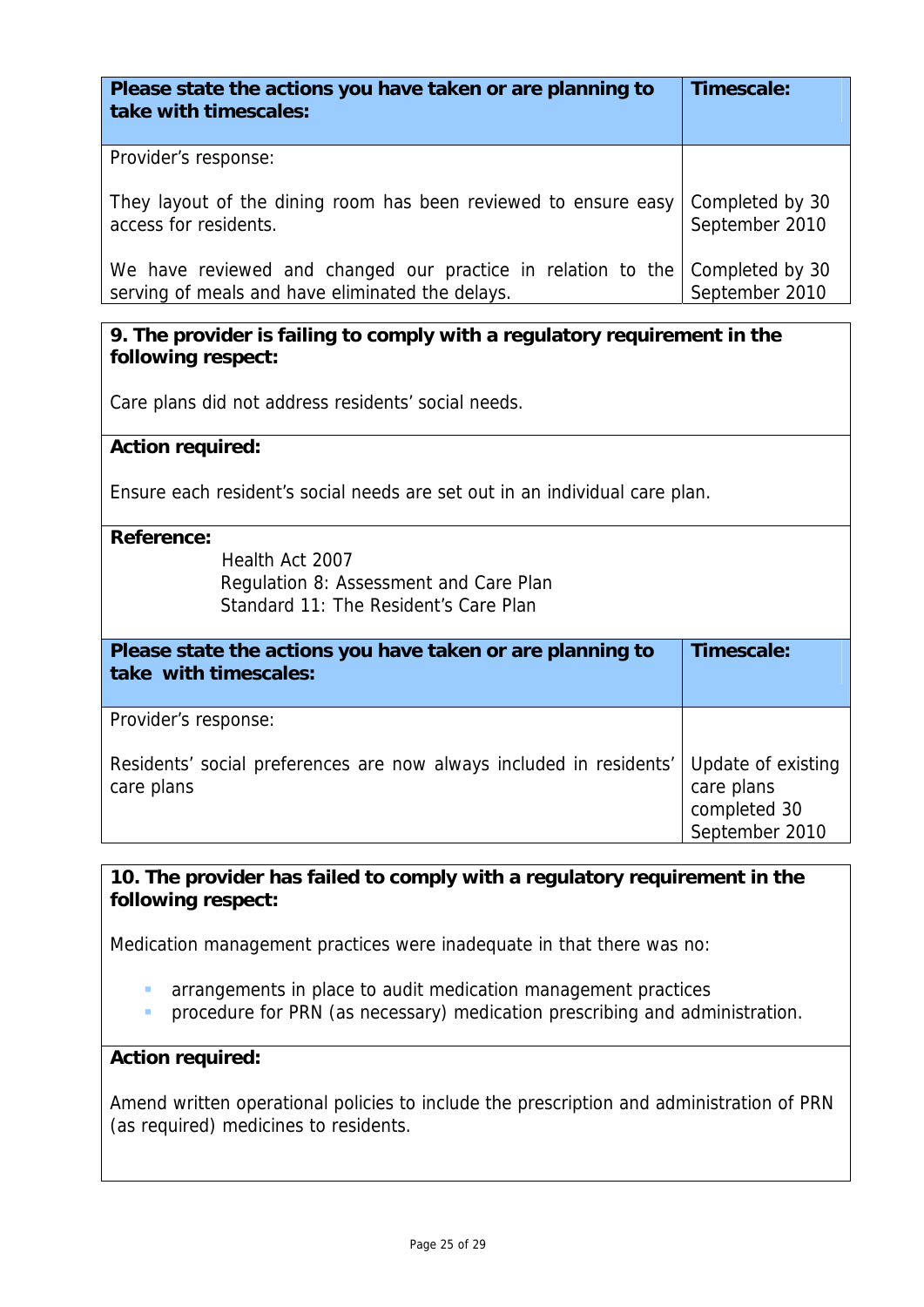| Please state the actions you have taken or are planning to take with timescales: | Timescale: |
|---|---|
| Provider's response:<br><br>They layout of the dining room has been reviewed to ensure easy access for residents. | Completed by 30 September 2010 |
| We have reviewed and changed our practice in relation to the serving of meals and have eliminated the delays. | Completed by 30 September 2010 |

**9. The provider is failing to comply with a regulatory requirement in the following respect:**

Care plans did not address residents' social needs.

**Action required:**

Ensure each resident's social needs are set out in an individual care plan.

**Reference:**

Health Act 2007
Regulation 8: Assessment and Care Plan
Standard 11: The Resident's Care Plan

| Please state the actions you have taken or are planning to take with timescales: | Timescale: |
|---|---|
| Provider's response:<br><br>Residents' social preferences are now always included in residents' care plans | Update of existing care plans completed 30 September 2010 |

**10. The provider has failed to comply with a regulatory requirement in the following respect:**

Medication management practices were inadequate in that there was no:

- arrangements in place to audit medication management practices
- procedure for PRN (as necessary) medication prescribing and administration.

**Action required:**

Amend written operational policies to include the prescription and administration of PRN (as required) medicines to residents.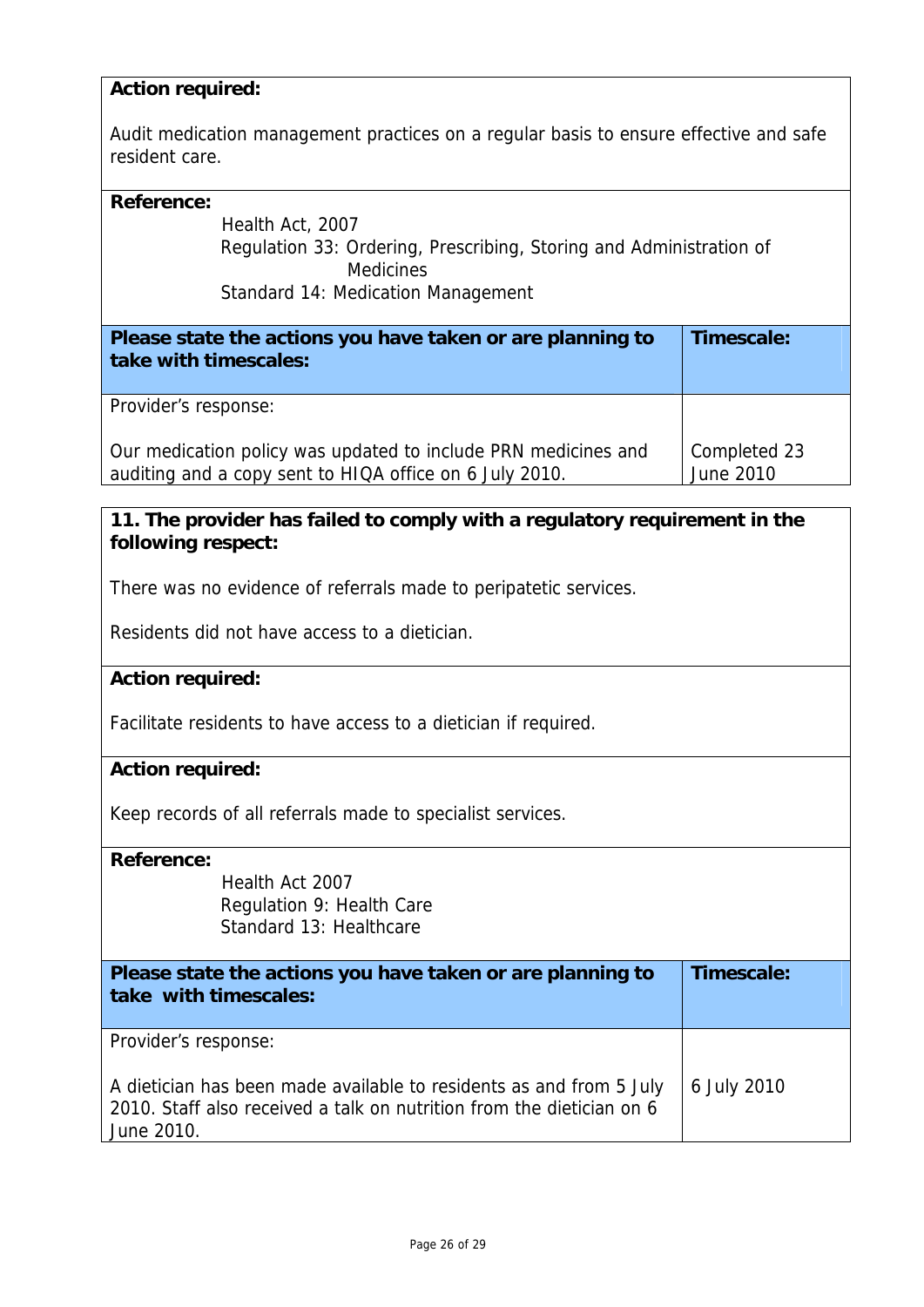**Action required:**

Audit medication management practices on a regular basis to ensure effective and safe resident care.

**Reference:**

Health Act, 2007
Regulation 33: Ordering, Prescribing, Storing and Administration of Medicines
Standard 14: Medication Management

| **Please state the actions you have taken or are planning to take with timescales:** | **Timescale:** |
|---|---|
| Provider's response:<br><br>Our medication policy was updated to include PRN medicines and auditing and a copy sent to HIQA office on 6 July 2010. | Completed 23 June 2010 |

**11. The provider has failed to comply with a regulatory requirement in the following respect:**

There was no evidence of referrals made to peripatetic services.

Residents did not have access to a dietician.

**Action required:**

Facilitate residents to have access to a dietician if required.

**Action required:**

Keep records of all referrals made to specialist services.

**Reference:**

Health Act 2007
Regulation 9: Health Care
Standard 13: Healthcare

| **Please state the actions you have taken or are planning to take with timescales:** | **Timescale:** |
|---|---|
| Provider's response:<br><br>A dietician has been made available to residents as and from 5 July 2010. Staff also received a talk on nutrition from the dietician on 6 June 2010. | 6 July 2010 |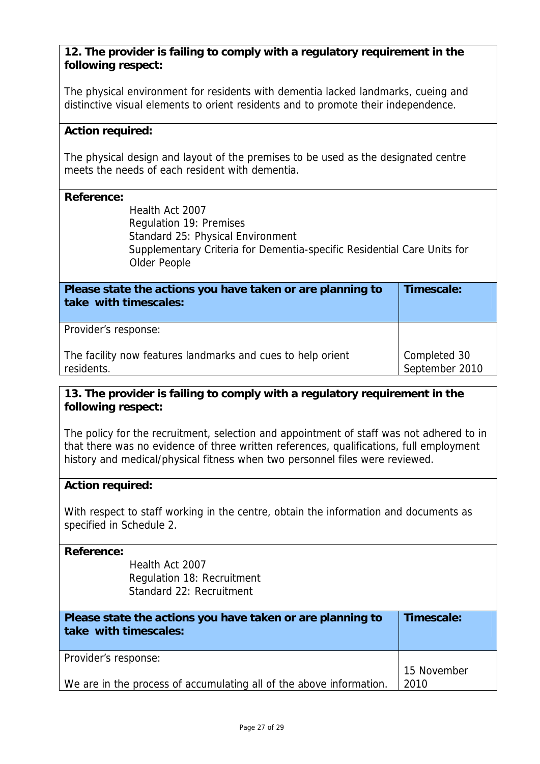**12. The provider is failing to comply with a regulatory requirement in the following respect:**

The physical environment for residents with dementia lacked landmarks, cueing and distinctive visual elements to orient residents and to promote their independence.

**Action required:**

The physical design and layout of the premises to be used as the designated centre meets the needs of each resident with dementia.

**Reference:**

Health Act 2007
Regulation 19: Premises
Standard 25: Physical Environment
Supplementary Criteria for Dementia-specific Residential Care Units for Older People

| Please state the actions you have taken or are planning to take with timescales: | Timescale: |
|---|---|
| Provider's response:<br><br>The facility now features landmarks and cues to help orient residents. | Completed 30 September 2010 |

**13. The provider is failing to comply with a regulatory requirement in the following respect:**

The policy for the recruitment, selection and appointment of staff was not adhered to in that there was no evidence of three written references, qualifications, full employment history and medical/physical fitness when two personnel files were reviewed.

**Action required:**

With respect to staff working in the centre, obtain the information and documents as specified in Schedule 2.

**Reference:**

Health Act 2007
Regulation 18: Recruitment
Standard 22: Recruitment

| Please state the actions you have taken or are planning to take with timescales: | Timescale: |
|---|---|
| Provider's response:<br><br>We are in the process of accumulating all of the above information. | 15 November 2010 |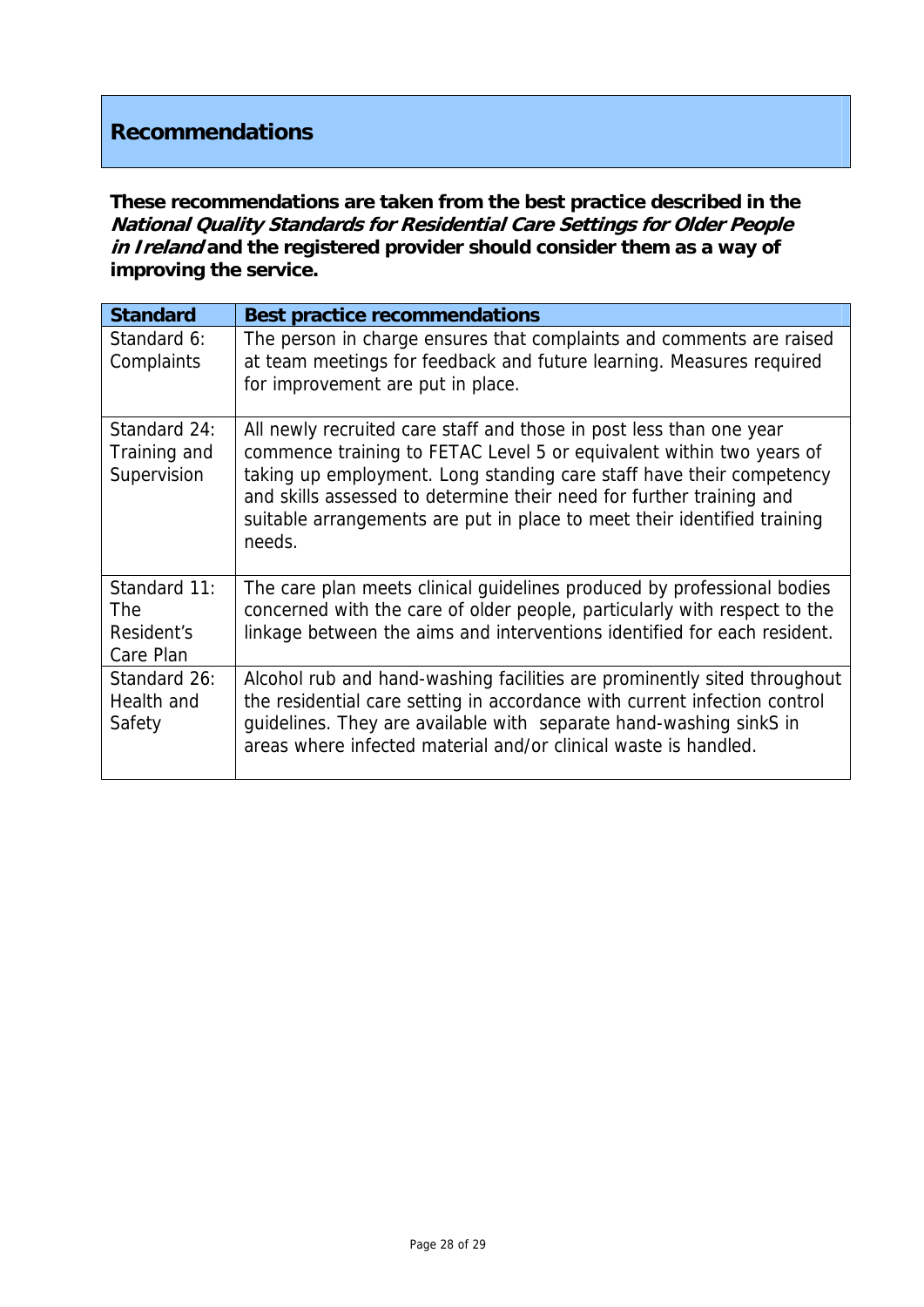## Recommendations

**These recommendations are taken from the best practice described in the *National Quality Standards for Residential Care Settings for Older People in Ireland* and the registered provider should consider them as a way of improving the service.**

| Standard | Best practice recommendations |
| --- | --- |
| Standard 6: Complaints | The person in charge ensures that complaints and comments are raised at team meetings for feedback and future learning. Measures required for improvement are put in place. |
| Standard 24: Training and Supervision | All newly recruited care staff and those in post less than one year commence training to FETAC Level 5 or equivalent within two years of taking up employment. Long standing care staff have their competency and skills assessed to determine their need for further training and suitable arrangements are put in place to meet their identified training needs. |
| Standard 11: The Resident's Care Plan | The care plan meets clinical guidelines produced by professional bodies concerned with the care of older people, particularly with respect to the linkage between the aims and interventions identified for each resident. |
| Standard 26: Health and Safety | Alcohol rub and hand-washing facilities are prominently sited throughout the residential care setting in accordance with current infection control guidelines. They are available with separate hand-washing sinkS in areas where infected material and/or clinical waste is handled. |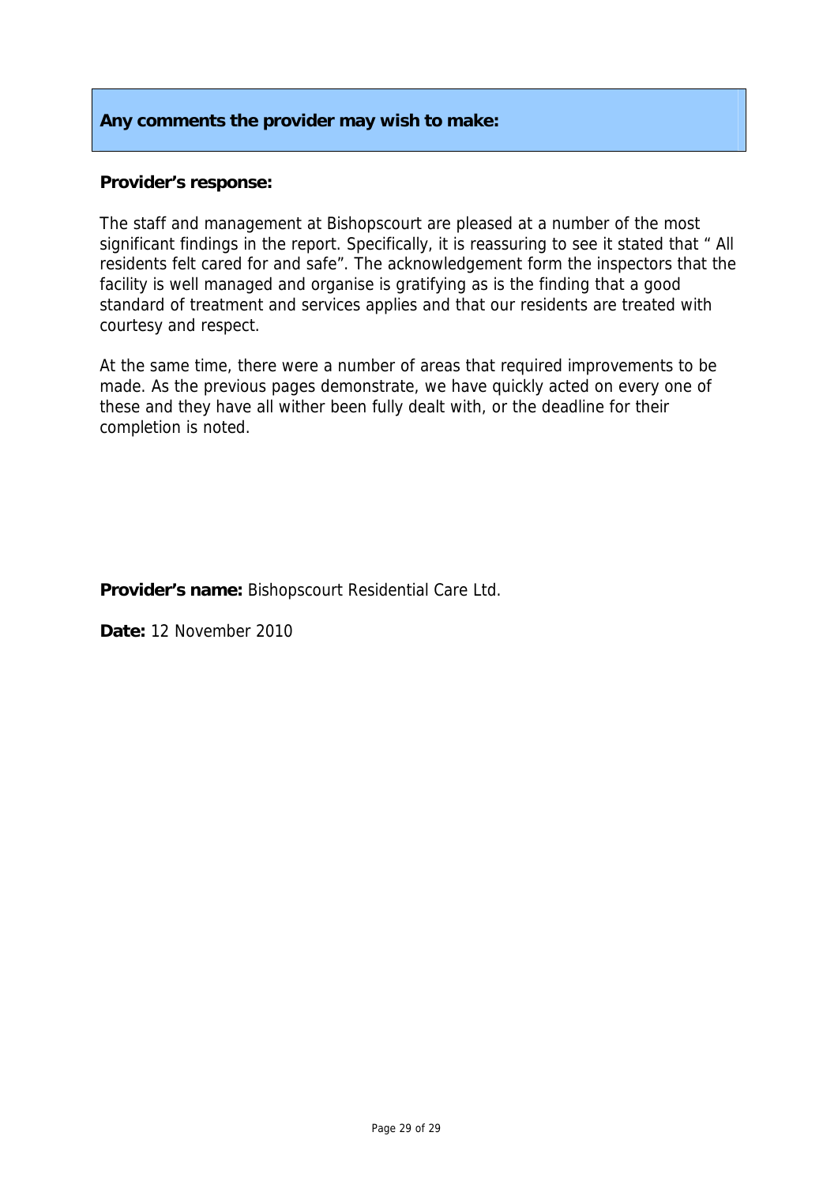## Any comments the provider may wish to make:

**Provider's response:**

The staff and management at Bishopscourt are pleased at a number of the most significant findings in the report. Specifically, it is reassuring to see it stated that " All residents felt cared for and safe". The acknowledgement form the inspectors that the facility is well managed and organise is gratifying as is the finding that a good standard of treatment and services applies and that our residents are treated with courtesy and respect.

At the same time, there were a number of areas that required improvements to be made. As the previous pages demonstrate, we have quickly acted on every one of these and they have all wither been fully dealt with, or the deadline for their completion is noted.

**Provider's name:** Bishopscourt Residential Care Ltd.

**Date:** 12 November 2010